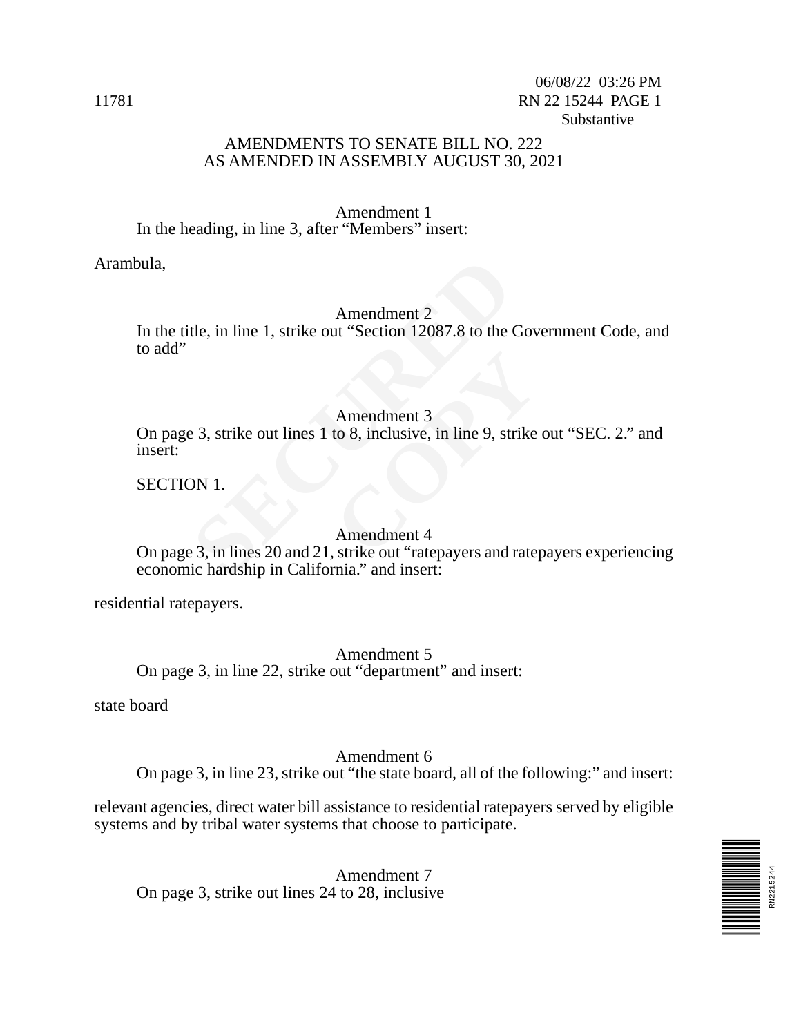06/08/22 03:26 PM
11781 RN 22 15244 PAGE 1
Substantive

# AMENDMENTS TO SENATE BILL NO. 222
# AS AMENDED IN ASSEMBLY AUGUST 30, 2021

Amendment 1

In the heading, in line 3, after "Members" insert:

Arambula,

Amendment 2

In the title, in line 1, strike out "Section 12087.8 to the Government Code, and to add"

Amendment 3

On page 3, strike out lines 1 to 8, inclusive, in line 9, strike out "SEC. 2." and insert:

SECTION 1.

Amendment 4

On page 3, in lines 20 and 21, strike out "ratepayers and ratepayers experiencing economic hardship in California." and insert:

residential ratepayers.

Amendment 5

On page 3, in line 22, strike out "department" and insert:

state board

Amendment 6

On page 3, in line 23, strike out "the state board, all of the following:" and insert:

relevant agencies, direct water bill assistance to residential ratepayers served by eligible systems and by tribal water systems that choose to participate.

Amendment 7

On page 3, strike out lines 24 to 28, inclusive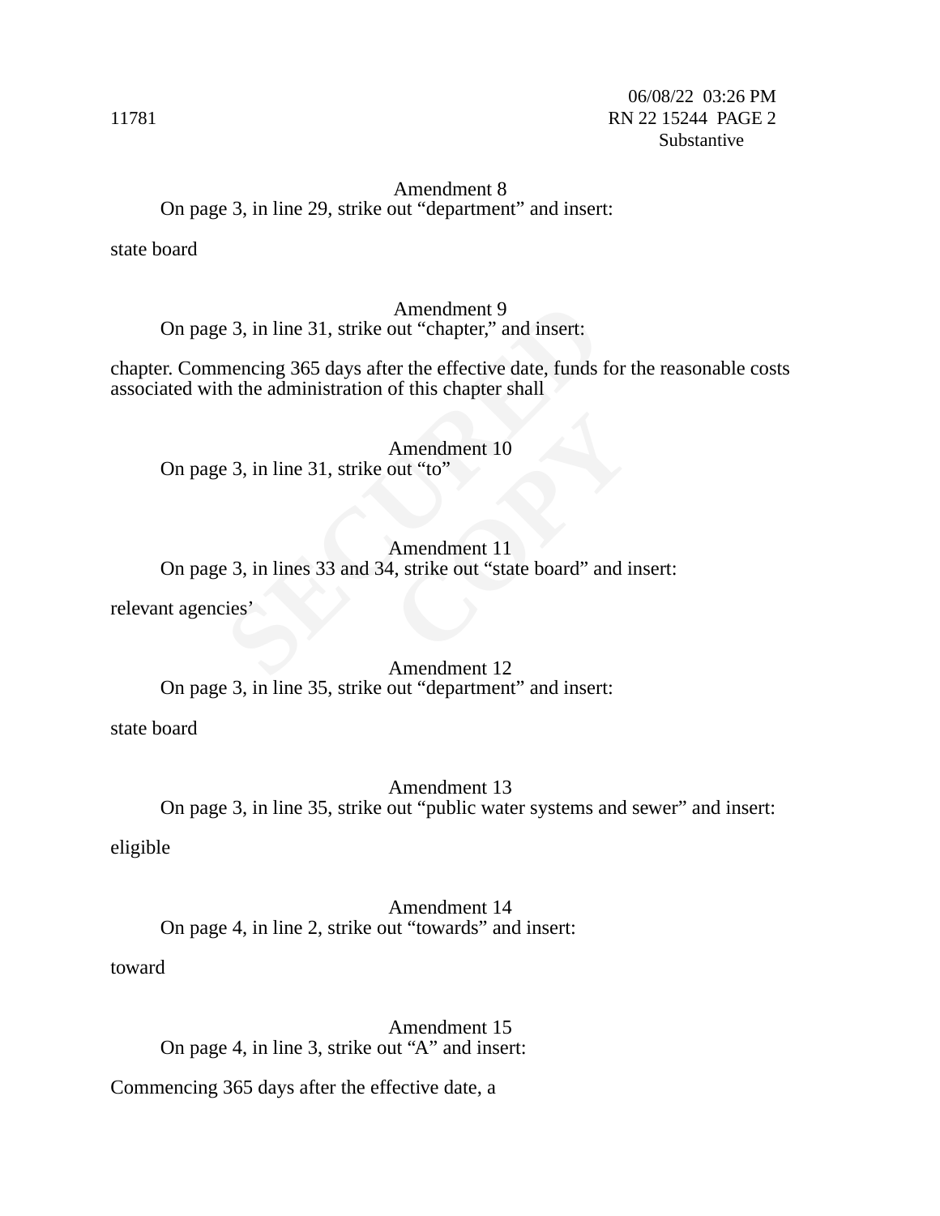Amendment 8

On page 3, in line 29, strike out “department” and insert:

state board

Amendment 9

On page 3, in line 31, strike out “chapter,” and insert:

chapter. Commencing 365 days after the effective date, funds for the reasonable costs associated with the administration of this chapter shall

Amendment 10

On page 3, in line 31, strike out “to”

Amendment 11

On page 3, in lines 33 and 34, strike out “state board” and insert:

relevant agencies’

Amendment 12

On page 3, in line 35, strike out “department” and insert:

state board

Amendment 13

On page 3, in line 35, strike out “public water systems and sewer” and insert:

eligible

Amendment 14

On page 4, in line 2, strike out “towards” and insert:

toward

Amendment 15

On page 4, in line 3, strike out “A” and insert:

Commencing 365 days after the effective date, a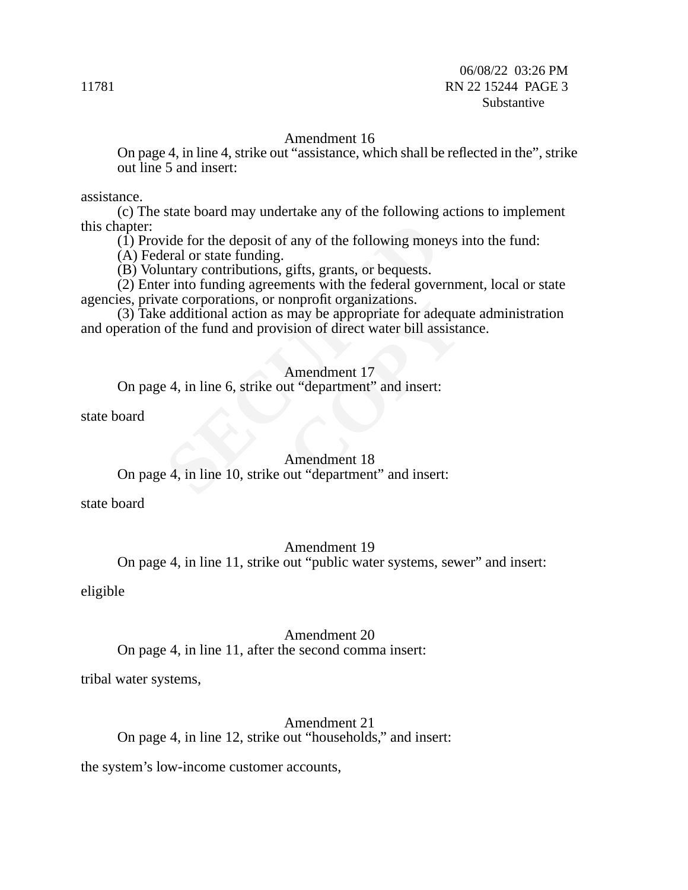Amendment 16

On page 4, in line 4, strike out "assistance, which shall be reflected in the", strike out line 5 and insert:

assistance.

(c) The state board may undertake any of the following actions to implement this chapter:

(1) Provide for the deposit of any of the following moneys into the fund:

(A) Federal or state funding.

(B) Voluntary contributions, gifts, grants, or bequests.

(2) Enter into funding agreements with the federal government, local or state agencies, private corporations, or nonprofit organizations.

(3) Take additional action as may be appropriate for adequate administration and operation of the fund and provision of direct water bill assistance.

Amendment 17

On page 4, in line 6, strike out "department" and insert:

state board

Amendment 18

On page 4, in line 10, strike out "department" and insert:

state board

Amendment 19

On page 4, in line 11, strike out "public water systems, sewer" and insert:

eligible

Amendment 20

On page 4, in line 11, after the second comma insert:

tribal water systems,

Amendment 21

On page 4, in line 12, strike out "households," and insert:

the system's low-income customer accounts,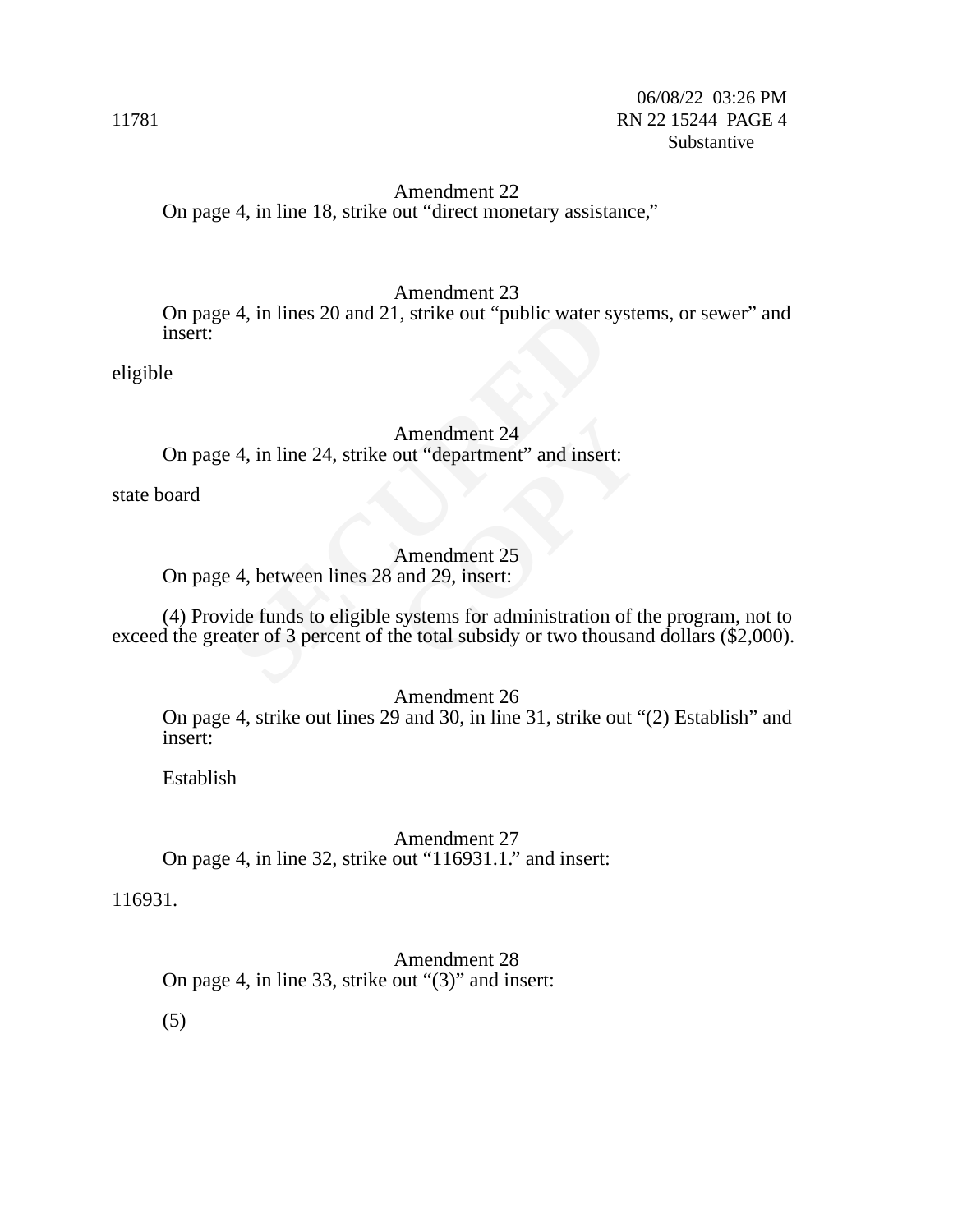Amendment 22

On page 4, in line 18, strike out “direct monetary assistance,”

Amendment 23

On page 4, in lines 20 and 21, strike out “public water systems, or sewer” and insert:

eligible

Amendment 24

On page 4, in line 24, strike out “department” and insert:

state board

Amendment 25

On page 4, between lines 28 and 29, insert:

(4) Provide funds to eligible systems for administration of the program, not to exceed the greater of 3 percent of the total subsidy or two thousand dollars ($2,000).

Amendment 26

On page 4, strike out lines 29 and 30, in line 31, strike out “(2) Establish” and insert:

Establish

Amendment 27

On page 4, in line 32, strike out “116931.1.” and insert:

116931.

Amendment 28

On page 4, in line 33, strike out “(3)” and insert:

(5)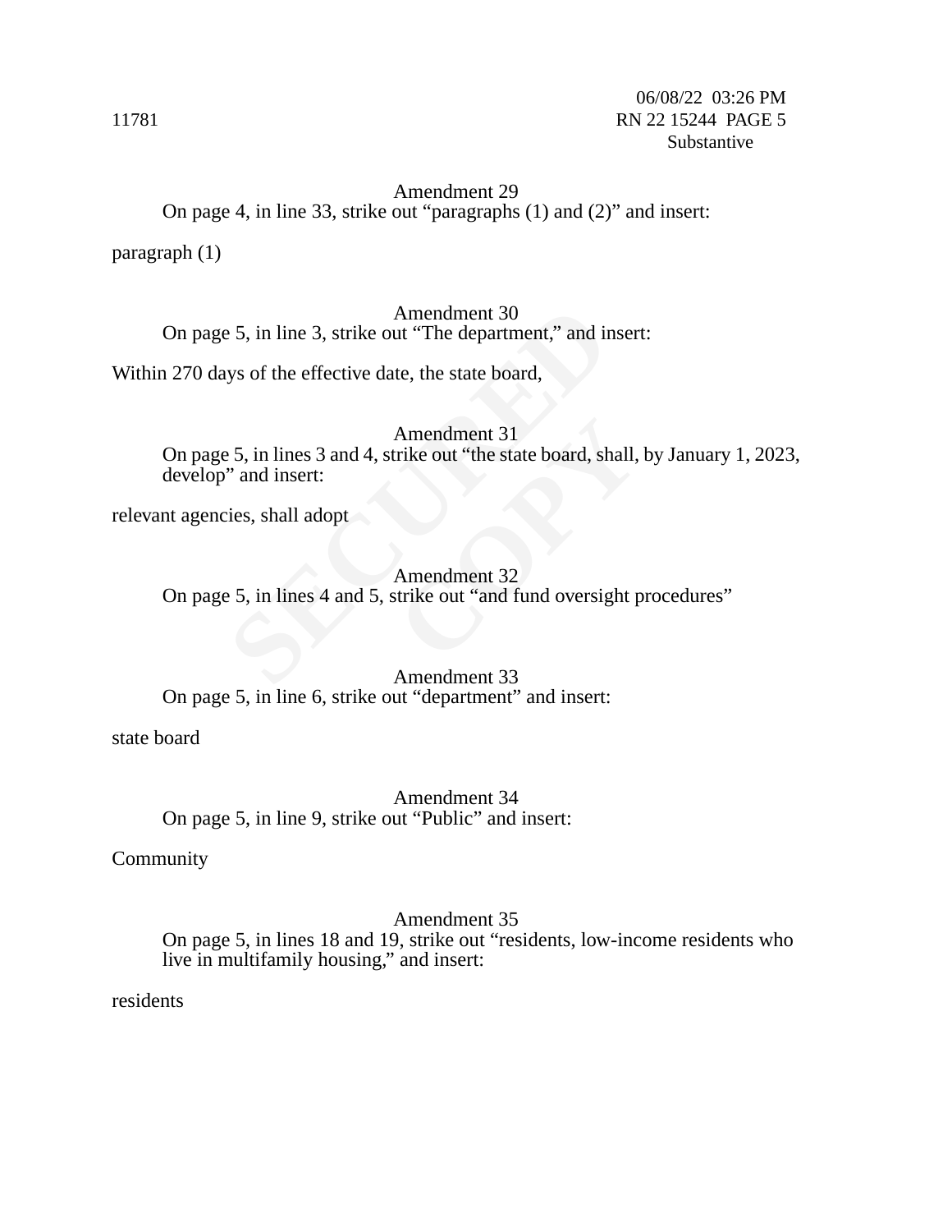Amendment 29

On page 4, in line 33, strike out “paragraphs (1) and (2)” and insert:

paragraph (1)

Amendment 30

On page 5, in line 3, strike out “The department,” and insert:

Within 270 days of the effective date, the state board,

Amendment 31

On page 5, in lines 3 and 4, strike out “the state board, shall, by January 1, 2023, develop” and insert:

relevant agencies, shall adopt

Amendment 32

On page 5, in lines 4 and 5, strike out “and fund oversight procedures”

Amendment 33

On page 5, in line 6, strike out “department” and insert:

state board

Amendment 34

On page 5, in line 9, strike out “Public” and insert:

Community

Amendment 35

On page 5, in lines 18 and 19, strike out “residents, low-income residents who live in multifamily housing,” and insert:

residents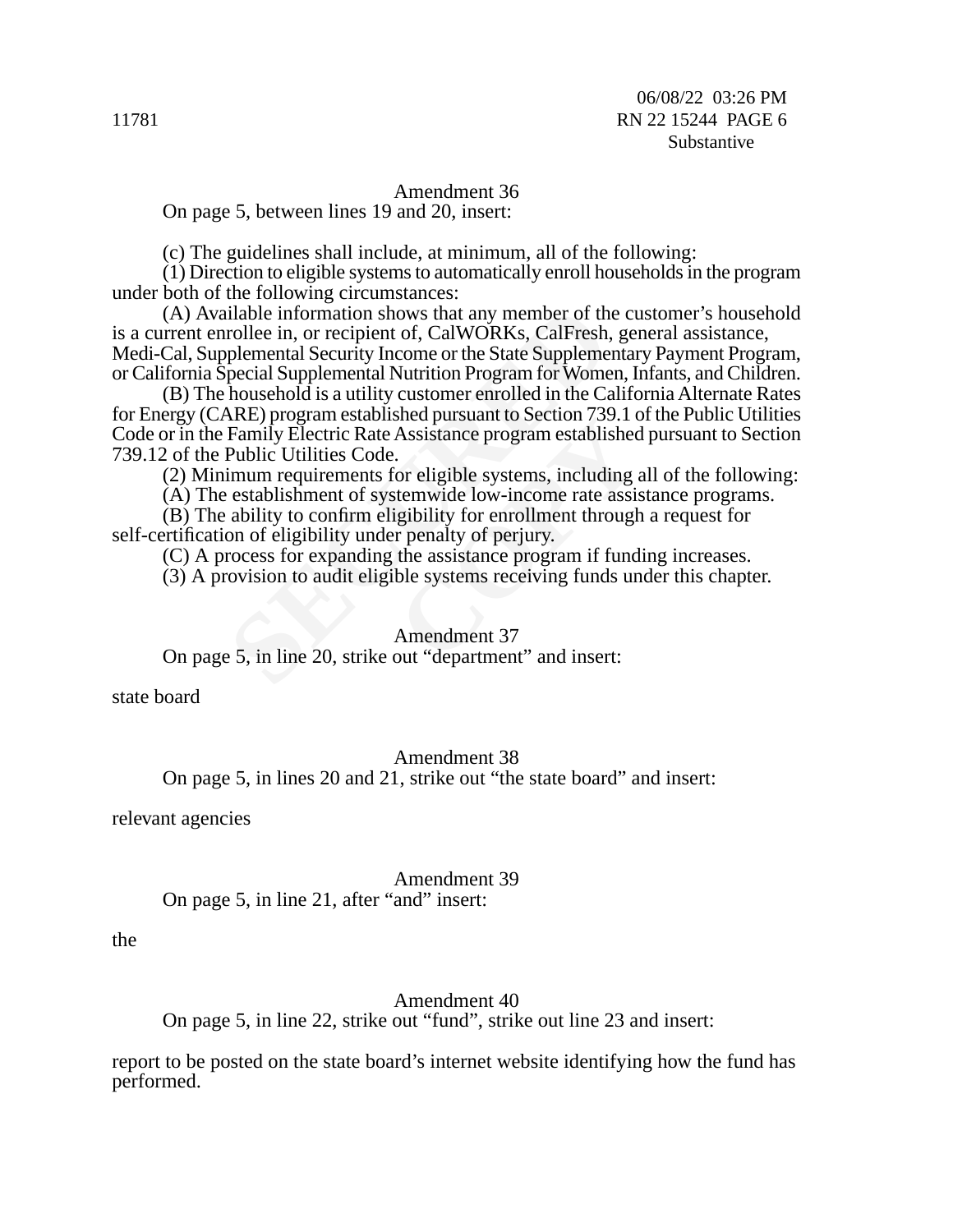Amendment 36

On page 5, between lines 19 and 20, insert:

(c) The guidelines shall include, at minimum, all of the following:

(1) Direction to eligible systems to automatically enroll households in the program under both of the following circumstances:

(A) Available information shows that any member of the customer's household is a current enrollee in, or recipient of, CalWORKs, CalFresh, general assistance, Medi-Cal, Supplemental Security Income or the State Supplementary Payment Program, or California Special Supplemental Nutrition Program for Women, Infants, and Children.

(B) The household is a utility customer enrolled in the California Alternate Rates for Energy (CARE) program established pursuant to Section 739.1 of the Public Utilities Code or in the Family Electric Rate Assistance program established pursuant to Section 739.12 of the Public Utilities Code.

(2) Minimum requirements for eligible systems, including all of the following:

(A) The establishment of systemwide low-income rate assistance programs.

(B) The ability to confirm eligibility for enrollment through a request for self-certification of eligibility under penalty of perjury.

(C) A process for expanding the assistance program if funding increases.

(3) A provision to audit eligible systems receiving funds under this chapter.

Amendment 37

On page 5, in line 20, strike out "department" and insert:

state board

Amendment 38

On page 5, in lines 20 and 21, strike out "the state board" and insert:

relevant agencies

Amendment 39

On page 5, in line 21, after "and" insert:

the

Amendment 40

On page 5, in line 22, strike out "fund", strike out line 23 and insert:

report to be posted on the state board's internet website identifying how the fund has performed.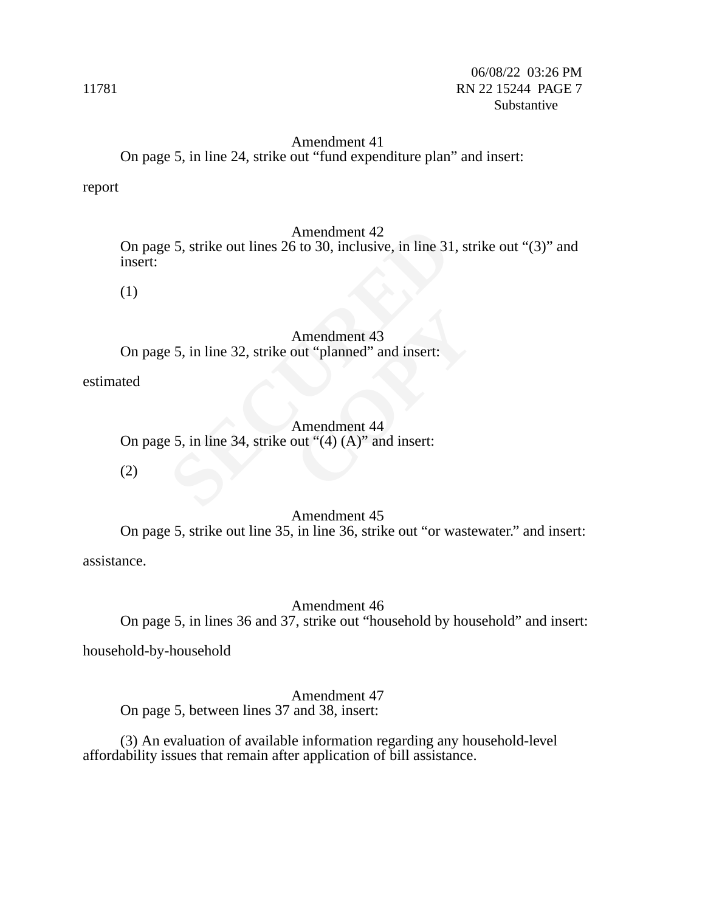Amendment 41

On page 5, in line 24, strike out “fund expenditure plan” and insert:

report

Amendment 42

On page 5, strike out lines 26 to 30, inclusive, in line 31, strike out “(3)” and insert:

(1)

Amendment 43

On page 5, in line 32, strike out “planned” and insert:

estimated

Amendment 44

On page 5, in line 34, strike out “(4) (A)” and insert:

(2)

Amendment 45

On page 5, strike out line 35, in line 36, strike out “or wastewater.” and insert:

assistance.

Amendment 46

On page 5, in lines 36 and 37, strike out “household by household” and insert:

household-by-household

Amendment 47

On page 5, between lines 37 and 38, insert:

(3) An evaluation of available information regarding any household-level affordability issues that remain after application of bill assistance.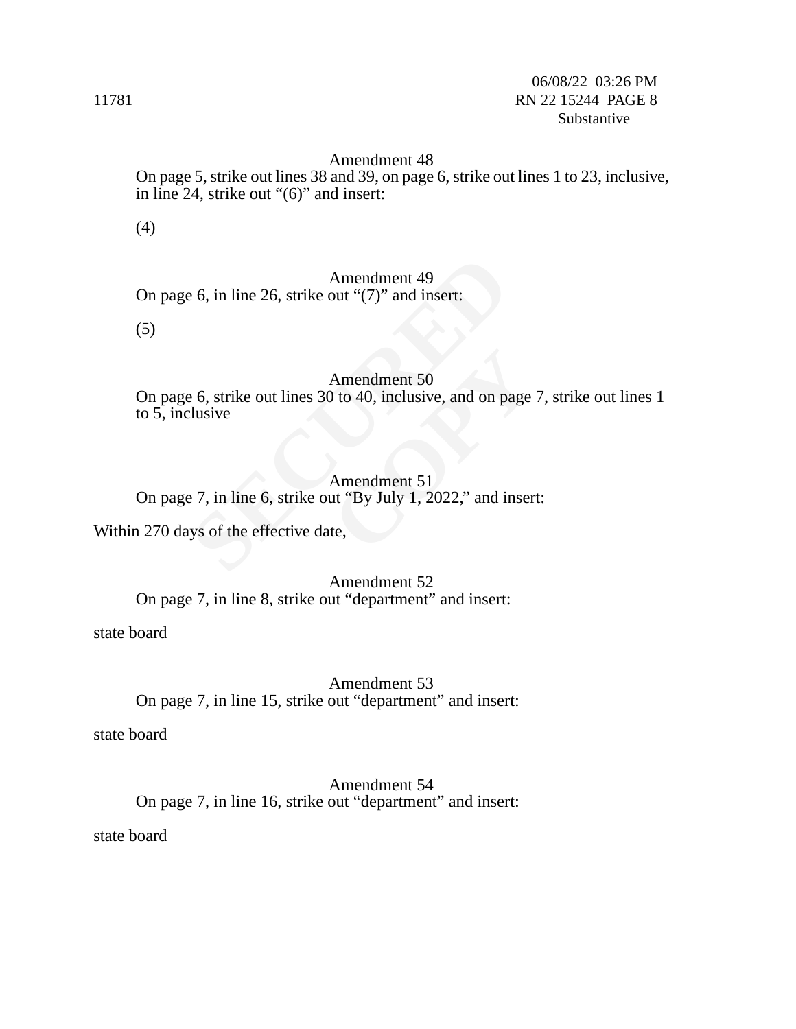Amendment 48

On page 5, strike out lines 38 and 39, on page 6, strike out lines 1 to 23, inclusive, in line 24, strike out “(6)” and insert:

(4)

Amendment 49

On page 6, in line 26, strike out “(7)” and insert:

(5)

Amendment 50

On page 6, strike out lines 30 to 40, inclusive, and on page 7, strike out lines 1 to 5, inclusive

Amendment 51

On page 7, in line 6, strike out “By July 1, 2022,” and insert:

Within 270 days of the effective date,

Amendment 52

On page 7, in line 8, strike out “department” and insert:

state board

Amendment 53

On page 7, in line 15, strike out “department” and insert:

state board

Amendment 54

On page 7, in line 16, strike out “department” and insert:

state board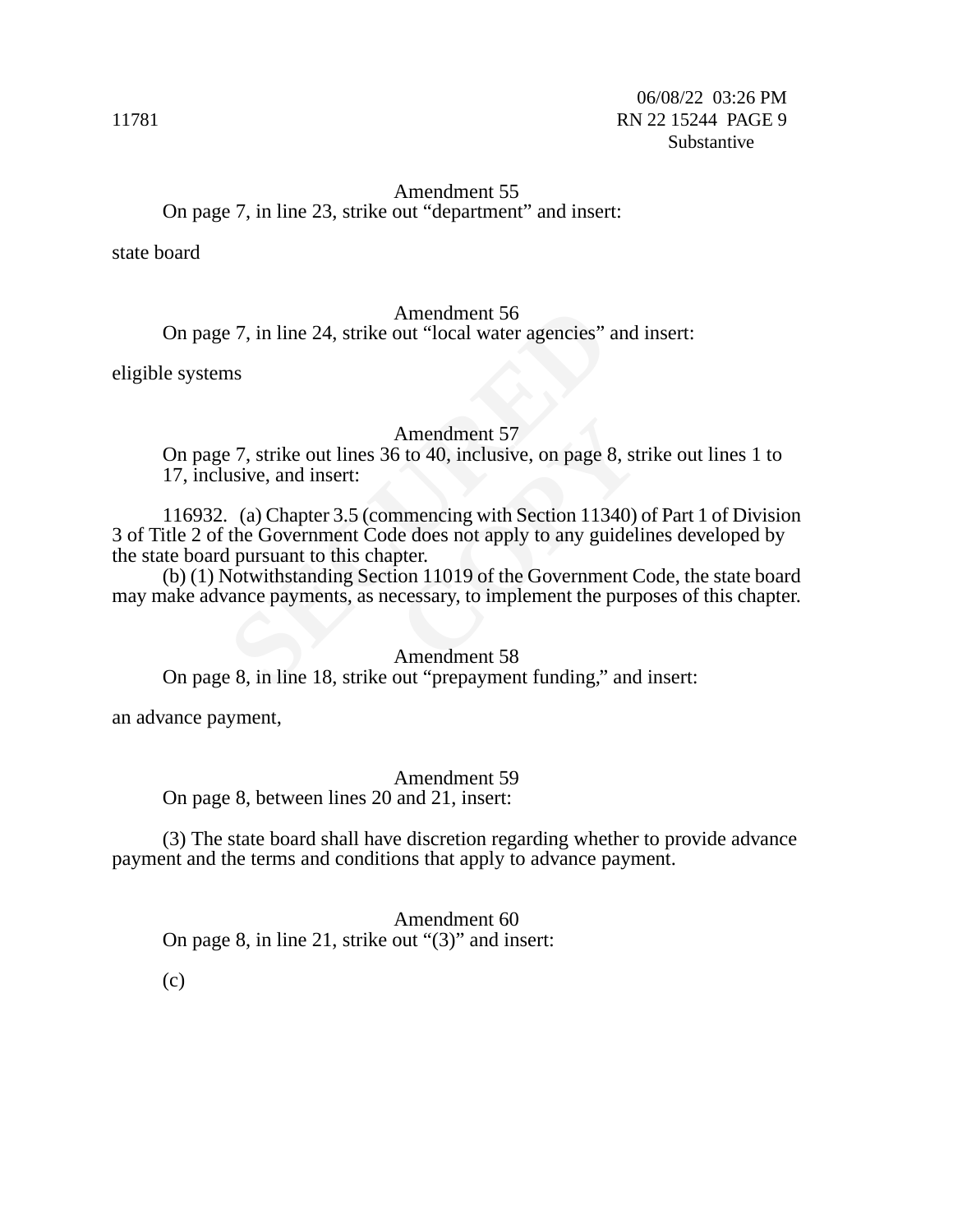Amendment 55

On page 7, in line 23, strike out “department” and insert:

state board

Amendment 56

On page 7, in line 24, strike out “local water agencies” and insert:

eligible systems

Amendment 57

On page 7, strike out lines 36 to 40, inclusive, on page 8, strike out lines 1 to 17, inclusive, and insert:

116932. (a) Chapter 3.5 (commencing with Section 11340) of Part 1 of Division 3 of Title 2 of the Government Code does not apply to any guidelines developed by the state board pursuant to this chapter.

(b) (1) Notwithstanding Section 11019 of the Government Code, the state board may make advance payments, as necessary, to implement the purposes of this chapter.

Amendment 58

On page 8, in line 18, strike out “prepayment funding,” and insert:

an advance payment,

Amendment 59

On page 8, between lines 20 and 21, insert:

(3) The state board shall have discretion regarding whether to provide advance payment and the terms and conditions that apply to advance payment.

Amendment 60

On page 8, in line 21, strike out “(3)” and insert:

(c)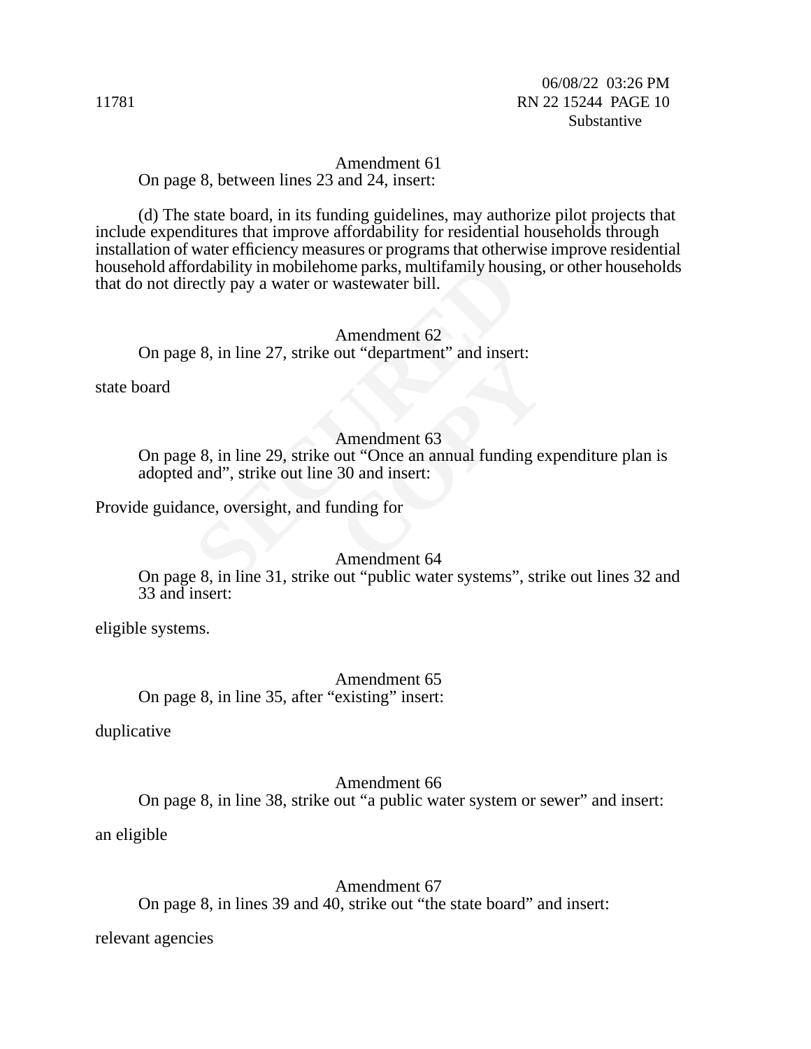Amendment 61

On page 8, between lines 23 and 24, insert:

(d) The state board, in its funding guidelines, may authorize pilot projects that include expenditures that improve affordability for residential households through installation of water efficiency measures or programs that otherwise improve residential household affordability in mobilehome parks, multifamily housing, or other households that do not directly pay a water or wastewater bill.

Amendment 62

On page 8, in line 27, strike out "department" and insert:

state board

Amendment 63

On page 8, in line 29, strike out "Once an annual funding expenditure plan is adopted and", strike out line 30 and insert:

Provide guidance, oversight, and funding for

Amendment 64

On page 8, in line 31, strike out "public water systems", strike out lines 32 and 33 and insert:

eligible systems.

Amendment 65

On page 8, in line 35, after "existing" insert:

duplicative

Amendment 66

On page 8, in line 38, strike out "a public water system or sewer" and insert:

an eligible

Amendment 67

On page 8, in lines 39 and 40, strike out "the state board" and insert:

relevant agencies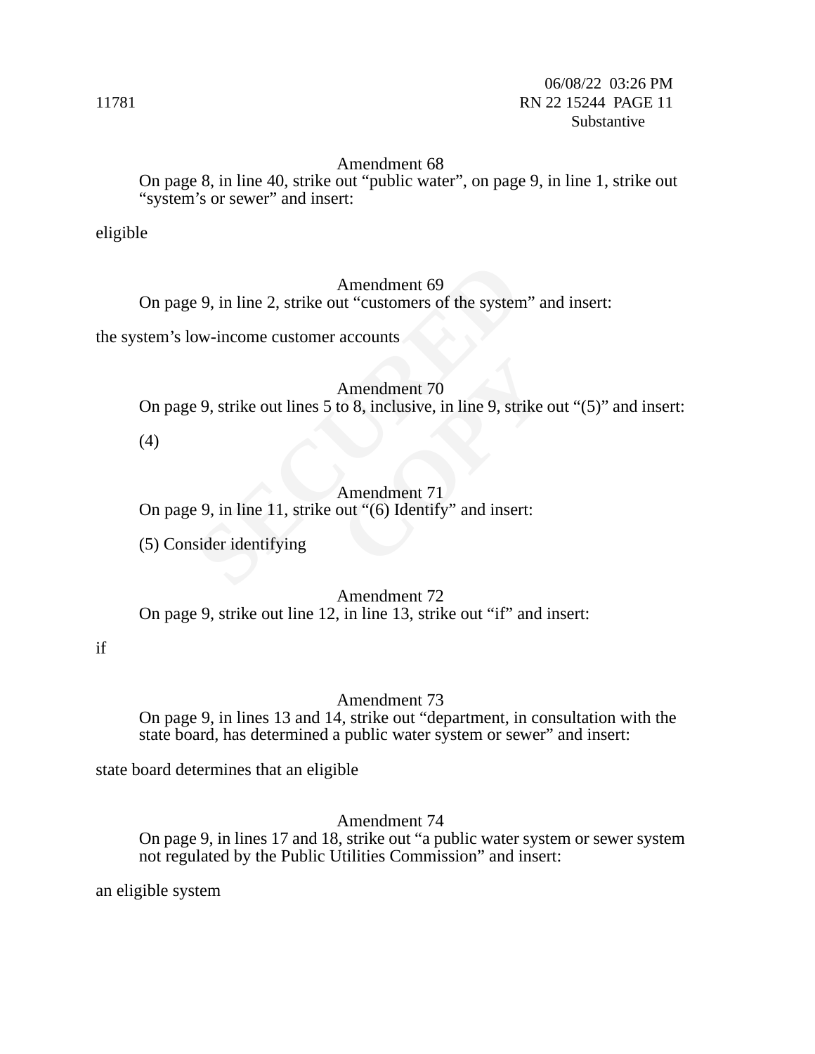Amendment 68

On page 8, in line 40, strike out “public water”, on page 9, in line 1, strike out “system’s or sewer” and insert:

eligible

Amendment 69

On page 9, in line 2, strike out “customers of the system” and insert:

the system’s low-income customer accounts

Amendment 70

On page 9, strike out lines 5 to 8, inclusive, in line 9, strike out “(5)” and insert:

(4)

Amendment 71

On page 9, in line 11, strike out “(6) Identify” and insert:

(5) Consider identifying

Amendment 72

On page 9, strike out line 12, in line 13, strike out “if” and insert:

if

Amendment 73

On page 9, in lines 13 and 14, strike out “department, in consultation with the state board, has determined a public water system or sewer” and insert:

state board determines that an eligible

Amendment 74

On page 9, in lines 17 and 18, strike out “a public water system or sewer system not regulated by the Public Utilities Commission” and insert:

an eligible system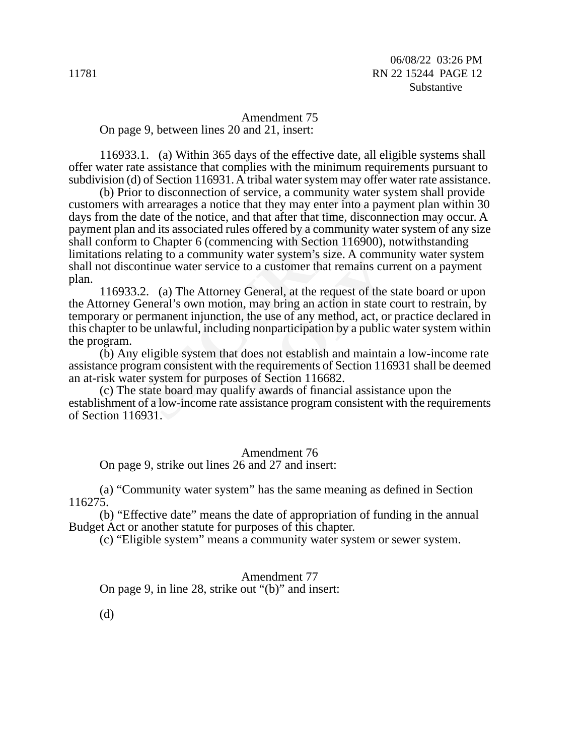Amendment 75

On page 9, between lines 20 and 21, insert:

116933.1. (a) Within 365 days of the effective date, all eligible systems shall offer water rate assistance that complies with the minimum requirements pursuant to subdivision (d) of Section 116931. A tribal water system may offer water rate assistance.

(b) Prior to disconnection of service, a community water system shall provide customers with arrearages a notice that they may enter into a payment plan within 30 days from the date of the notice, and that after that time, disconnection may occur. A payment plan and its associated rules offered by a community water system of any size shall conform to Chapter 6 (commencing with Section 116900), notwithstanding limitations relating to a community water system's size. A community water system shall not discontinue water service to a customer that remains current on a payment plan.

116933.2. (a) The Attorney General, at the request of the state board or upon the Attorney General's own motion, may bring an action in state court to restrain, by temporary or permanent injunction, the use of any method, act, or practice declared in this chapter to be unlawful, including nonparticipation by a public water system within the program.

(b) Any eligible system that does not establish and maintain a low-income rate assistance program consistent with the requirements of Section 116931 shall be deemed an at-risk water system for purposes of Section 116682.

(c) The state board may qualify awards of financial assistance upon the establishment of a low-income rate assistance program consistent with the requirements of Section 116931.

Amendment 76

On page 9, strike out lines 26 and 27 and insert:

(a) "Community water system" has the same meaning as defined in Section 116275.

(b) "Effective date" means the date of appropriation of funding in the annual Budget Act or another statute for purposes of this chapter.

(c) "Eligible system" means a community water system or sewer system.

Amendment 77

On page 9, in line 28, strike out "(b)" and insert:

(d)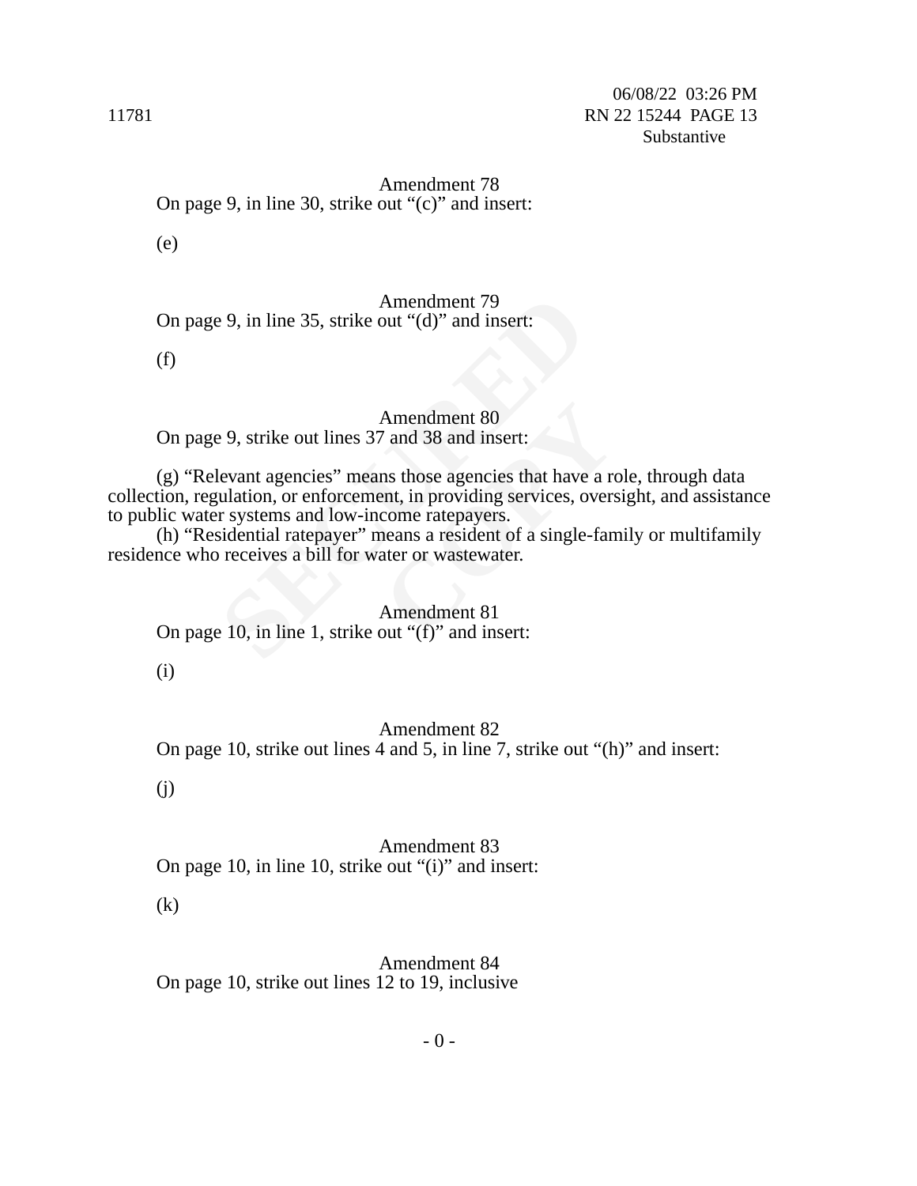Amendment 78
On page 9, in line 30, strike out “(c)” and insert:

(e)

Amendment 79
On page 9, in line 35, strike out “(d)” and insert:

(f)

Amendment 80
On page 9, strike out lines 37 and 38 and insert:

(g) “Relevant agencies” means those agencies that have a role, through data collection, regulation, or enforcement, in providing services, oversight, and assistance to public water systems and low-income ratepayers.

(h) “Residential ratepayer” means a resident of a single-family or multifamily residence who receives a bill for water or wastewater.

Amendment 81
On page 10, in line 1, strike out “(f)” and insert:

(i)

Amendment 82
On page 10, strike out lines 4 and 5, in line 7, strike out “(h)” and insert:

(j)

Amendment 83
On page 10, in line 10, strike out “(i)” and insert:

(k)

Amendment 84
On page 10, strike out lines 12 to 19, inclusive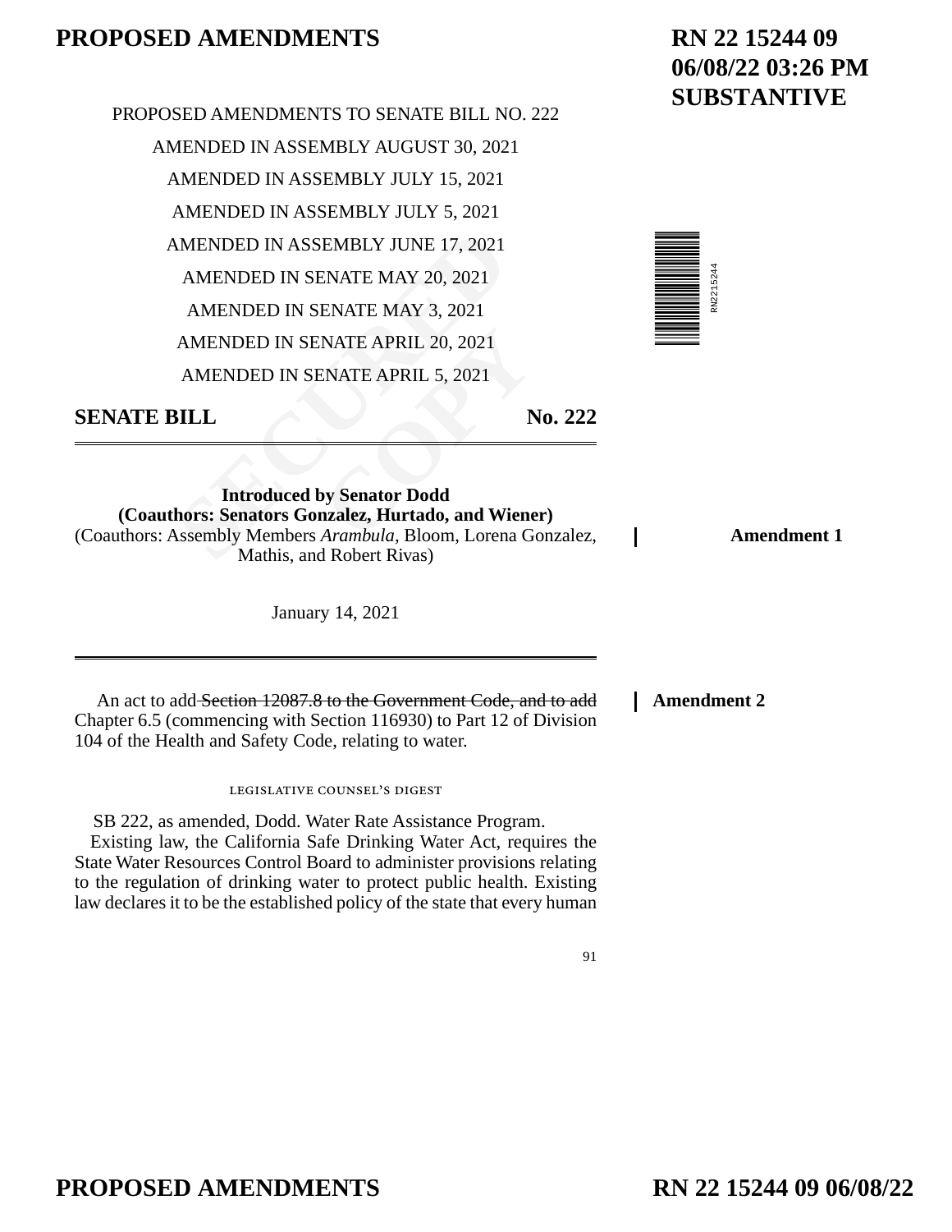# PROPOSED AMENDMENTS

**RN 22 15244 09**
**06/08/22 03:26 PM**
**SUBSTANTIVE**

PROPOSED AMENDMENTS TO SENATE BILL NO. 222

AMENDED IN ASSEMBLY AUGUST 30, 2021

AMENDED IN ASSEMBLY JULY 15, 2021

AMENDED IN ASSEMBLY JULY 5, 2021

AMENDED IN ASSEMBLY JUNE 17, 2021

AMENDED IN SENATE MAY 20, 2021

AMENDED IN SENATE MAY 3, 2021

AMENDED IN SENATE APRIL 20, 2021

AMENDED IN SENATE APRIL 5, 2021

**SENATE BILL No. 222**

---

**Introduced by Senator Dodd**
**(Coauthors: Senators Gonzalez, Hurtado, and Wiener)**
(Coauthors: Assembly Members *Arambula*, Bloom, Lorena Gonzalez, Mathis, and Robert Rivas)

**Amendment 1**

January 14, 2021

---

An act to add ~~Section 12087.8 to the Government Code, and to add~~ Chapter 6.5 (commencing with Section 116930) to Part 12 of Division 104 of the Health and Safety Code, relating to water.

**Amendment 2**

LEGISLATIVE COUNSEL'S DIGEST

SB 222, as amended, Dodd. Water Rate Assistance Program.

Existing law, the California Safe Drinking Water Act, requires the State Water Resources Control Board to administer provisions relating to the regulation of drinking water to protect public health. Existing law declares it to be the established policy of the state that every human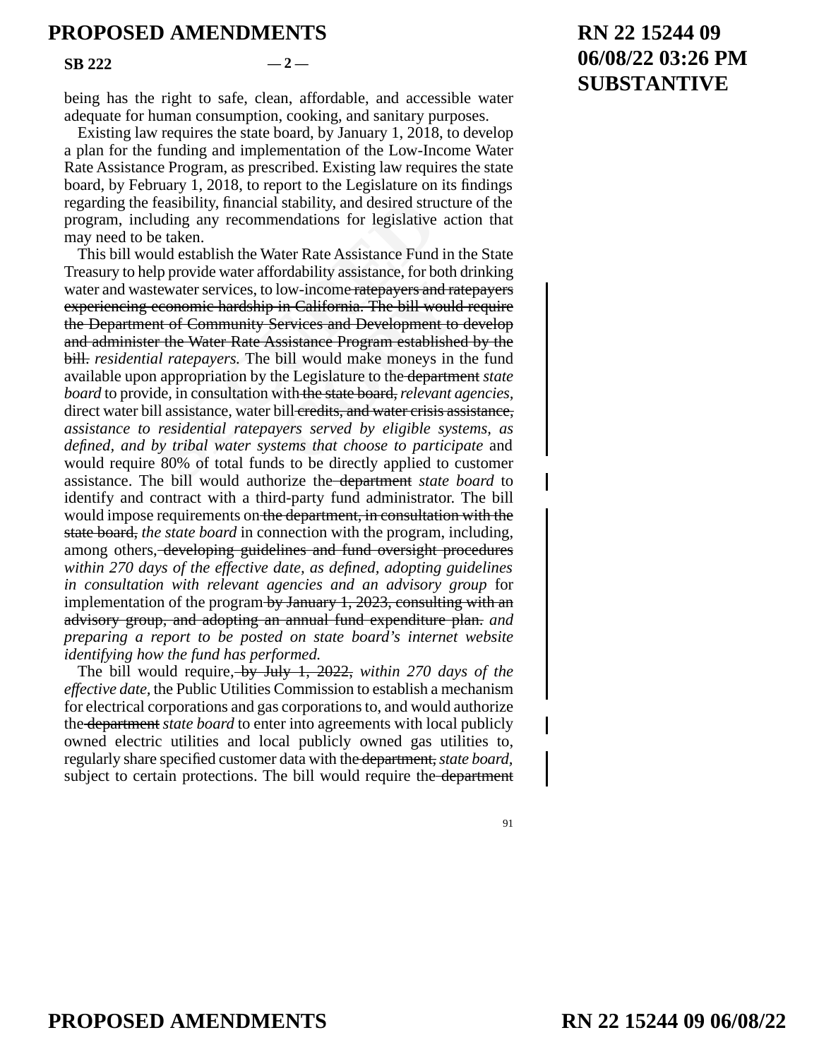being has the right to safe, clean, affordable, and accessible water adequate for human consumption, cooking, and sanitary purposes.

Existing law requires the state board, by January 1, 2018, to develop a plan for the funding and implementation of the Low-Income Water Rate Assistance Program, as prescribed. Existing law requires the state board, by February 1, 2018, to report to the Legislature on its findings regarding the feasibility, financial stability, and desired structure of the program, including any recommendations for legislative action that may need to be taken.

This bill would establish the Water Rate Assistance Fund in the State Treasury to help provide water affordability assistance, for both drinking water and wastewater services, to low-income ~~ratepayers and ratepayers experiencing economic hardship in California. The bill would require the Department of Community Services and Development to develop and administer the Water Rate Assistance Program established by the bill.~~ *residential ratepayers.* The bill would make moneys in the fund available upon appropriation by the Legislature to the ~~department~~ *state board* to provide, in consultation with ~~the state board,~~ *relevant agencies,* direct water bill assistance, water bill ~~credits, and water crisis assistance,~~ *assistance to residential ratepayers served by eligible systems, as defined, and by tribal water systems that choose to participate* and would require 80% of total funds to be directly applied to customer assistance. The bill would authorize the ~~department~~ *state board* to identify and contract with a third-party fund administrator. The bill would impose requirements on ~~the department, in consultation with the state board,~~ *the state board* in connection with the program, including, among others, ~~developing guidelines and fund oversight procedures~~ *within 270 days of the effective date, as defined, adopting guidelines in consultation with relevant agencies and an advisory group* for implementation of the program ~~by January 1, 2023, consulting with an advisory group, and adopting an annual fund expenditure plan.~~ *and preparing a report to be posted on state board's internet website identifying how the fund has performed.*

The bill would require, ~~by July 1, 2022,~~ *within 270 days of the effective date,* the Public Utilities Commission to establish a mechanism for electrical corporations and gas corporations to, and would authorize the ~~department~~ *state board* to enter into agreements with local publicly owned electric utilities and local publicly owned gas utilities to, regularly share specified customer data with the ~~department,~~ *state board,* subject to certain protections. The bill would require the ~~department~~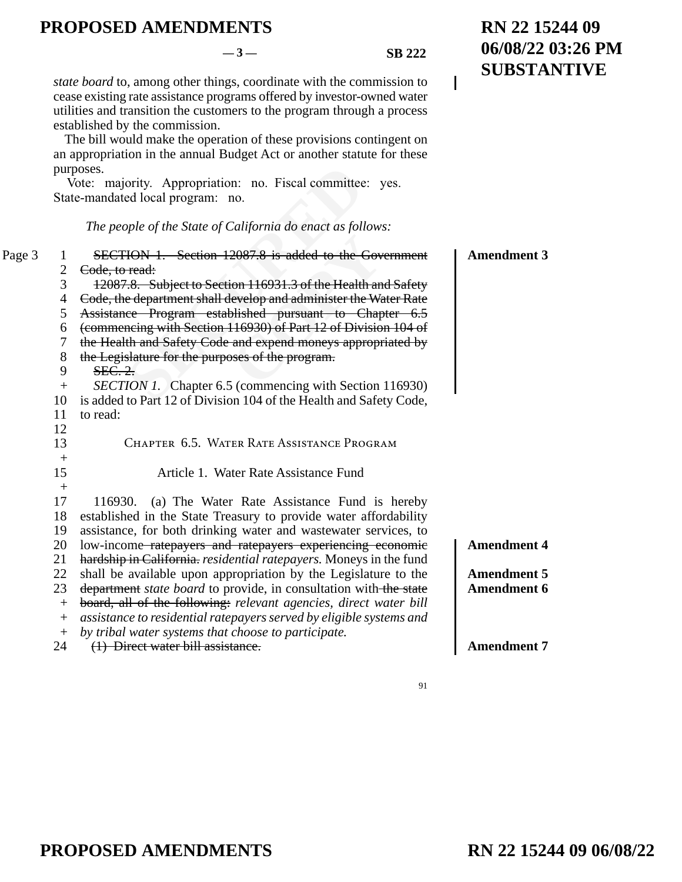*state board* to, among other things, coordinate with the commission to cease existing rate assistance programs offered by investor-owned water utilities and transition the customers to the program through a process established by the commission.

The bill would make the operation of these provisions contingent on an appropriation in the annual Budget Act or another statute for these purposes.

Vote: majority. Appropriation: no. Fiscal committee: yes. State-mandated local program: no.

*The people of the State of California do enact as follows:*

~~SECTION 1. Section 12087.8 is added to the Government Code, to read:~~

~~12087.8. Subject to Section 116931.3 of the Health and Safety Code, the department shall develop and administer the Water Rate Assistance Program established pursuant to Chapter 6.5 (commencing with Section 116930) of Part 12 of Division 104 of the Health and Safety Code and expend moneys appropriated by the Legislature for the purposes of the program.~~

~~SEC. 2.~~

*SECTION 1.* Chapter 6.5 (commencing with Section 116930) is added to Part 12 of Division 104 of the Health and Safety Code, to read:

**Amendment 3**

## Chapter 6.5. Water Rate Assistance Program

### Article 1. Water Rate Assistance Fund

116930. (a) The Water Rate Assistance Fund is hereby established in the State Treasury to provide water affordability assistance, for both drinking water and wastewater services, to low-income ~~ratepayers and ratepayers experiencing economic hardship in California.~~ *residential ratepayers.* Moneys in the fund shall be available upon appropriation by the Legislature to the ~~department~~ *state board* to provide, in consultation with ~~the state board, all of the following:~~ *relevant agencies, direct water bill assistance to residential ratepayers served by eligible systems and by tribal water systems that choose to participate.*

**Amendment 4**

**Amendment 5**

**Amendment 6**

~~(1) Direct water bill assistance.~~

**Amendment 7**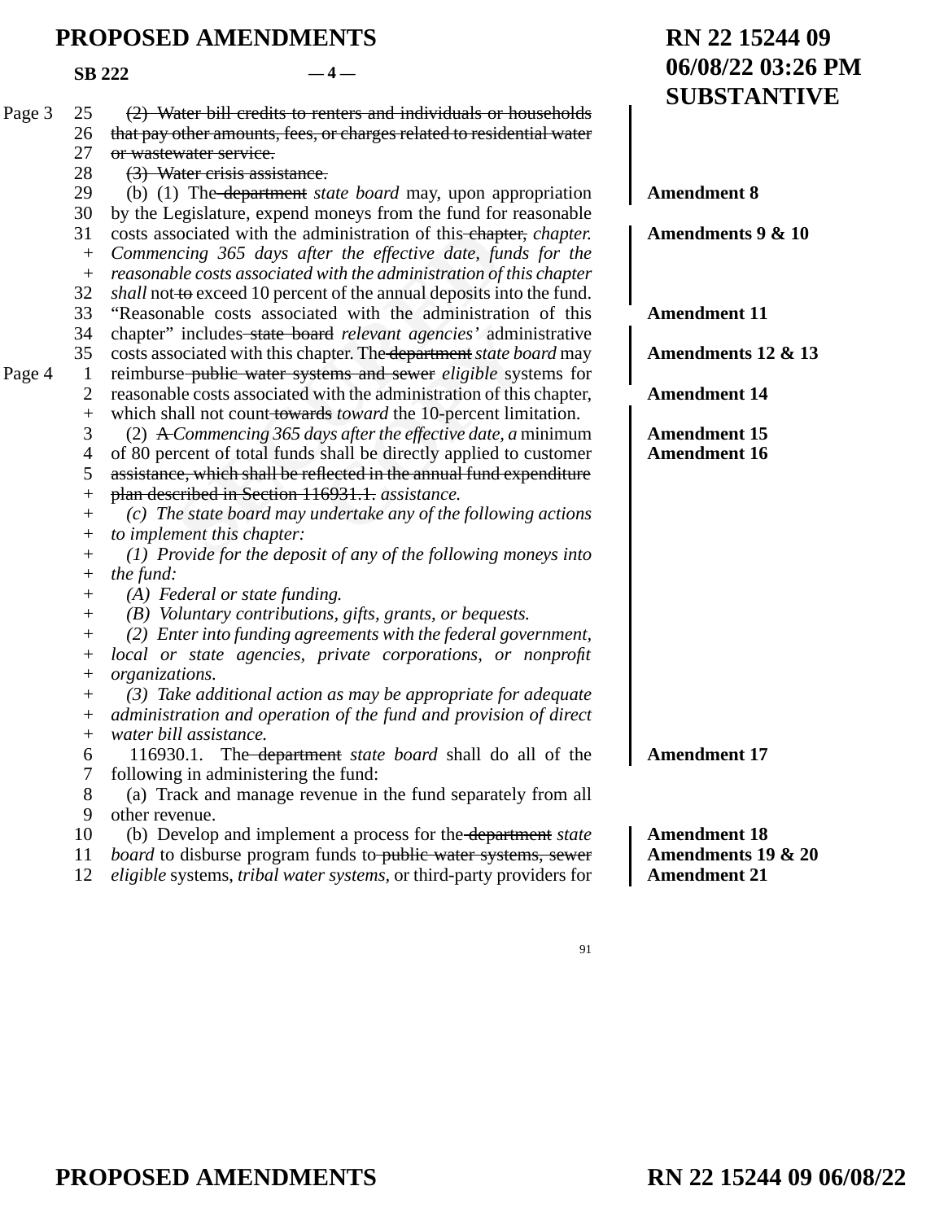# PROPOSED AMENDMENTS

**RN 22 15244 09**
**06/08/22 03:26 PM**
**SUBSTANTIVE**

**SB 222** — 4 —

Page 3

25 ~~(2) Water bill credits to renters and individuals or households~~
26 ~~that pay other amounts, fees, or charges related to residential water~~
27 ~~or wastewater service.~~
28 ~~(3) Water crisis assistance.~~
29 (b) (1) The ~~department~~ *state board* may, upon appropriation — **Amendment 8**
30 by the Legislature, expend moneys from the fund for reasonable
31 costs associated with the administration of this ~~chapter,~~ *chapter.* — **Amendments 9 & 10**
\+ *Commencing 365 days after the effective date, funds for the*
\+ *reasonable costs associated with the administration of this chapter*
32 *shall* not ~~to~~ exceed 10 percent of the annual deposits into the fund.
33 "Reasonable costs associated with the administration of this — **Amendment 11**
34 chapter" includes ~~state board~~ *relevant agencies'* administrative
35 costs associated with this chapter. The ~~department~~ *state board* may — **Amendments 12 & 13**

Page 4

1 reimburse ~~public water systems and sewer~~ *eligible* systems for
2 reasonable costs associated with the administration of this chapter, — **Amendment 14**
\+ which shall not count ~~towards~~ *toward* the 10-percent limitation.
3 (2) ~~A~~ *Commencing 365 days after the effective date, a* minimum — **Amendment 15**
4 of 80 percent of total funds shall be directly applied to customer — **Amendment 16**
5 ~~assistance, which shall be reflected in the annual fund expenditure~~
\+ ~~plan described in Section 116931.1.~~ *assistance.*
\+ *(c) The state board may undertake any of the following actions*
\+ *to implement this chapter:*
\+ *(1) Provide for the deposit of any of the following moneys into*
\+ *the fund:*
\+ *(A) Federal or state funding.*
\+ *(B) Voluntary contributions, gifts, grants, or bequests.*
\+ *(2) Enter into funding agreements with the federal government,*
\+ *local or state agencies, private corporations, or nonprofit*
\+ *organizations.*
\+ *(3) Take additional action as may be appropriate for adequate*
\+ *administration and operation of the fund and provision of direct*
\+ *water bill assistance.*
6 116930.1. The ~~department~~ *state board* shall do all of the — **Amendment 17**
7 following in administering the fund:
8 (a) Track and manage revenue in the fund separately from all
9 other revenue.
10 (b) Develop and implement a process for the ~~department~~ *state* — **Amendment 18**
11 *board* to disburse program funds to ~~public water systems, sewer~~ — **Amendments 19 & 20**
12 *eligible* systems, *tribal water systems,* or third-party providers for — **Amendment 21**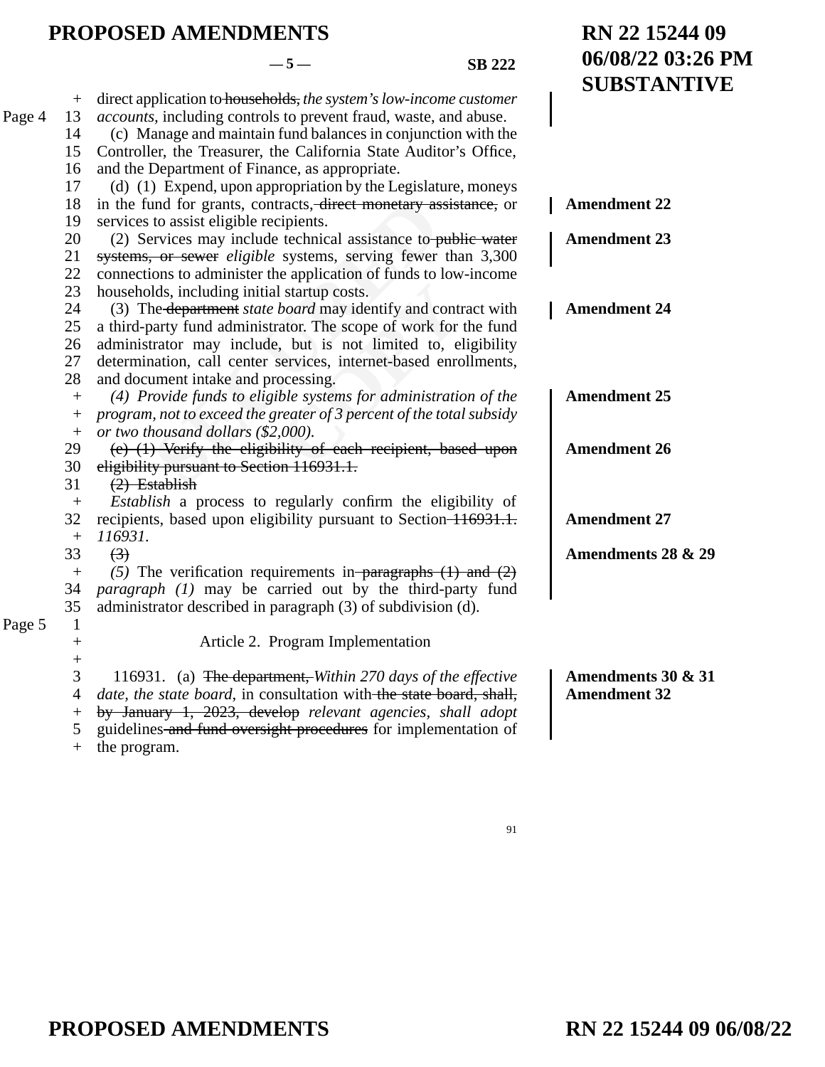direct application to ~~households,~~ *the system's low-income customer accounts,* including controls to prevent fraud, waste, and abuse.

(c) Manage and maintain fund balances in conjunction with the Controller, the Treasurer, the California State Auditor's Office, and the Department of Finance, as appropriate.

(d) (1) Expend, upon appropriation by the Legislature, moneys in the fund for grants, contracts, ~~direct monetary assistance,~~ or services to assist eligible recipients. **Amendment 22**

(2) Services may include technical assistance to ~~public water systems, or sewer~~ *eligible* systems, serving fewer than 3,300 connections to administer the application of funds to low-income households, including initial startup costs. **Amendment 23**

(3) The ~~department~~ *state board* may identify and contract with a third-party fund administrator. The scope of work for the fund administrator may include, but is not limited to, eligibility determination, call center services, internet-based enrollments, and document intake and processing. **Amendment 24**

*(4) Provide funds to eligible systems for administration of the program, not to exceed the greater of 3 percent of the total subsidy or two thousand dollars ($2,000).* **Amendment 25**

~~(e) (1) Verify the eligibility of each recipient, based upon eligibility pursuant to Section 116931.1.~~ **Amendment 26**

~~(2) Establish~~

*Establish* a process to regularly confirm the eligibility of recipients, based upon eligibility pursuant to Section ~~116931.1.~~ *116931.* **Amendment 27**

~~(3)~~

*(5)* The verification requirements in ~~paragraphs (1) and (2)~~ *paragraph (1)* may be carried out by the third-party fund administrator described in paragraph (3) of subdivision (d). **Amendments 28 & 29**

Article 2. Program Implementation

116931. (a) ~~The department,~~ *Within 270 days of the effective date, the state board,* in consultation with ~~the state board, shall, by January 1, 2023, develop~~ *relevant agencies, shall adopt* guidelines ~~and fund oversight procedures~~ for implementation of the program. **Amendments 30 & 31** **Amendment 32**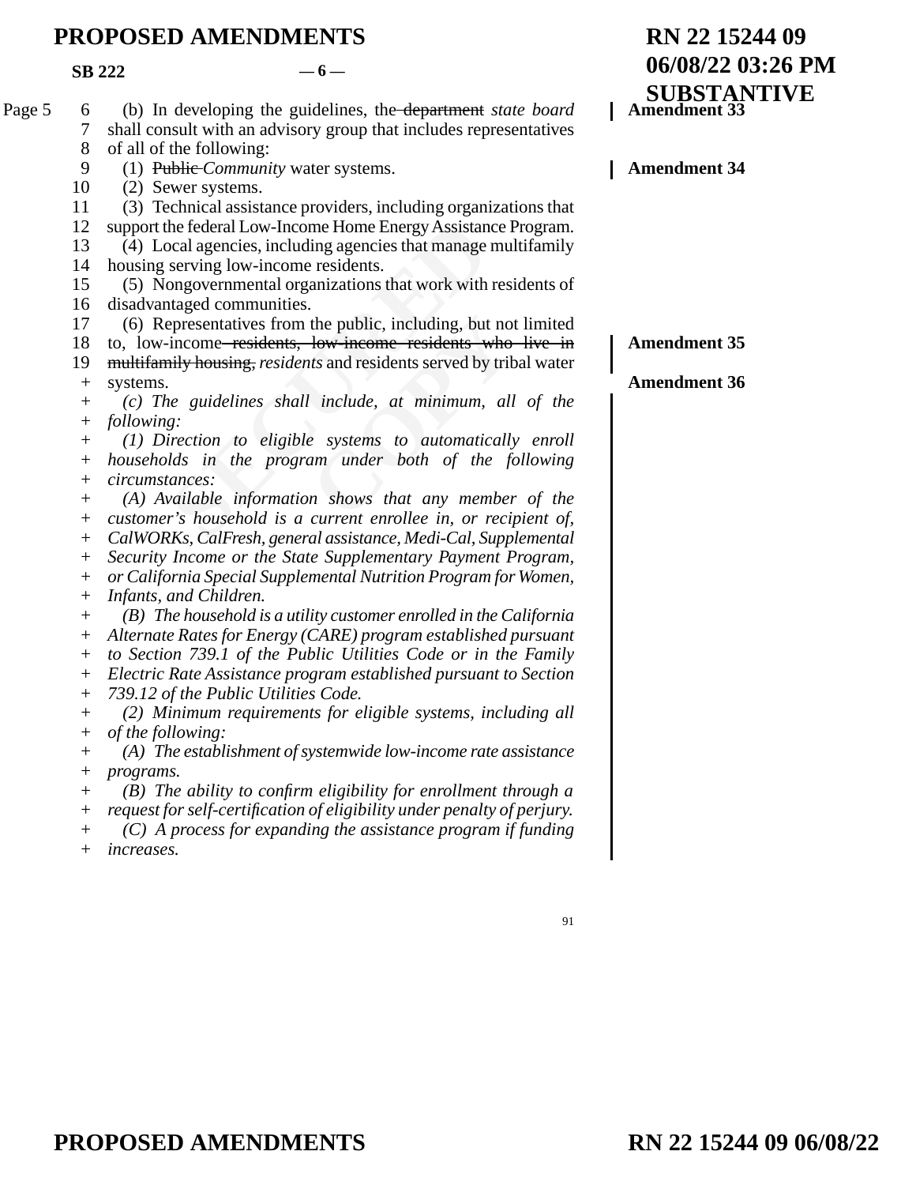# PROPOSED AMENDMENTS

**RN 22 15244 09**
**06/08/22 03:26 PM**
**SUBSTANTIVE**

**SB 222** — 6 —

Page 5

6 (b) In developing the guidelines, the ~~department~~ *state board* shall consult with an advisory group that includes representatives of all of the following: **Amendment 33**

(1) ~~Public~~ *Community* water systems. **Amendment 34**

(2) Sewer systems.

(3) Technical assistance providers, including organizations that support the federal Low-Income Home Energy Assistance Program.

(4) Local agencies, including agencies that manage multifamily housing serving low-income residents.

(5) Nongovernmental organizations that work with residents of disadvantaged communities.

(6) Representatives from the public, including, but not limited to, low-income ~~residents, low-income residents who live in multifamily housing,~~ *residents* and residents served by tribal water systems. **Amendment 35**

**Amendment 36**

*(c) The guidelines shall include, at minimum, all of the following:*

*(1) Direction to eligible systems to automatically enroll households in the program under both of the following circumstances:*

*(A) Available information shows that any member of the customer's household is a current enrollee in, or recipient of, CalWORKs, CalFresh, general assistance, Medi-Cal, Supplemental Security Income or the State Supplementary Payment Program, or California Special Supplemental Nutrition Program for Women, Infants, and Children.*

*(B) The household is a utility customer enrolled in the California Alternate Rates for Energy (CARE) program established pursuant to Section 739.1 of the Public Utilities Code or in the Family Electric Rate Assistance program established pursuant to Section 739.12 of the Public Utilities Code.*

*(2) Minimum requirements for eligible systems, including all of the following:*

*(A) The establishment of systemwide low-income rate assistance programs.*

*(B) The ability to confirm eligibility for enrollment through a request for self-certification of eligibility under penalty of perjury.*

*(C) A process for expanding the assistance program if funding increases.*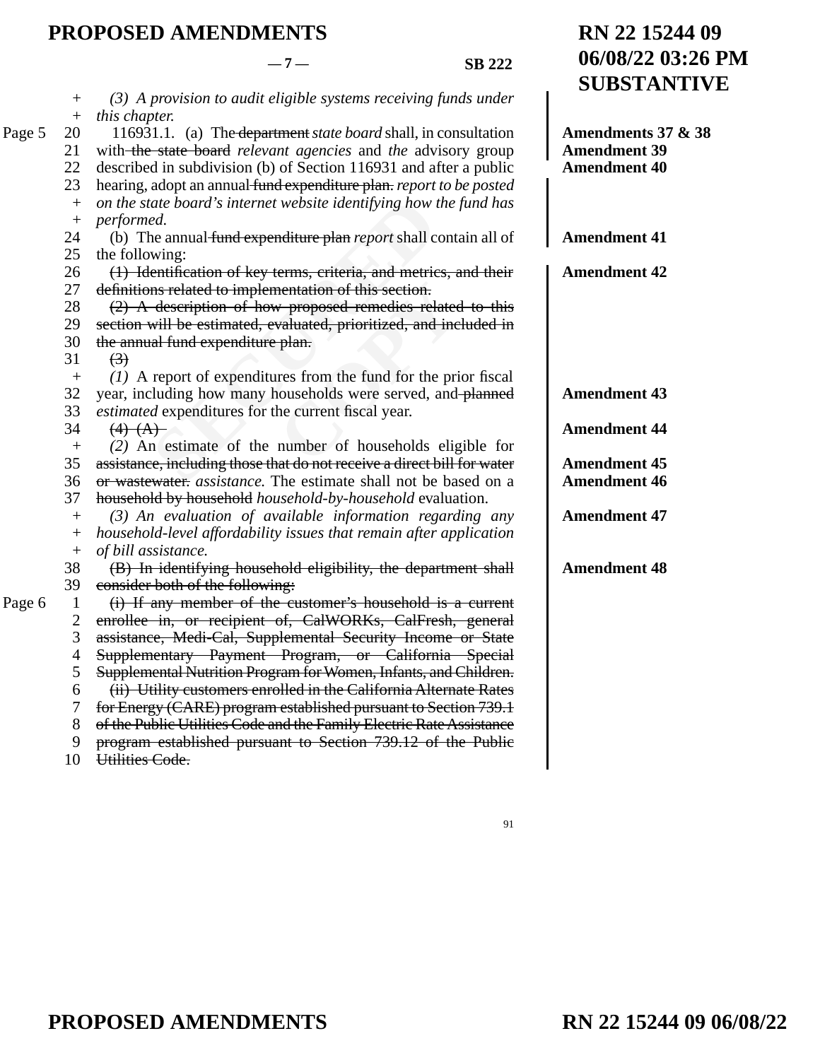(3) *A provision to audit eligible systems receiving funds under this chapter.*

116931.1. (a) The ~~department~~ *state board* shall, in consultation with ~~the state board~~ *relevant agencies* and *the* advisory group described in subdivision (b) of Section 116931 and after a public hearing, adopt an annual ~~fund expenditure plan.~~ *report to be posted on the state board's internet website identifying how the fund has performed.*

**Amendments 37 & 38**
**Amendment 39**
**Amendment 40**

(b) The annual ~~fund expenditure plan~~ *report* shall contain all of the following:

**Amendment 41**

~~(1) Identification of key terms, criteria, and metrics, and their definitions related to implementation of this section.~~

**Amendment 42**

~~(2) A description of how proposed remedies related to this section will be estimated, evaluated, prioritized, and included in the annual fund expenditure plan.~~

~~(3)~~

*(1)* A report of expenditures from the fund for the prior fiscal year, including how many households were served, and ~~planned~~ *estimated* expenditures for the current fiscal year.

**Amendment 43**

~~(4) (A)~~

**Amendment 44**

*(2)* An estimate of the number of households eligible for ~~assistance, including those that do not receive a direct bill for water or wastewater.~~ *assistance.* The estimate shall not be based on a ~~household by household~~ *household-by-household* evaluation.

**Amendment 45**
**Amendment 46**

*(3) An evaluation of available information regarding any household-level affordability issues that remain after application of bill assistance.*

**Amendment 47**

~~(B) In identifying household eligibility, the department shall consider both of the following:~~

**Amendment 48**

~~(i) If any member of the customer's household is a current enrollee in, or recipient of, CalWORKs, CalFresh, general assistance, Medi-Cal, Supplemental Security Income or State Supplementary Payment Program, or California Special Supplemental Nutrition Program for Women, Infants, and Children.~~

~~(ii) Utility customers enrolled in the California Alternate Rates for Energy (CARE) program established pursuant to Section 739.1 of the Public Utilities Code and the Family Electric Rate Assistance program established pursuant to Section 739.12 of the Public Utilities Code.~~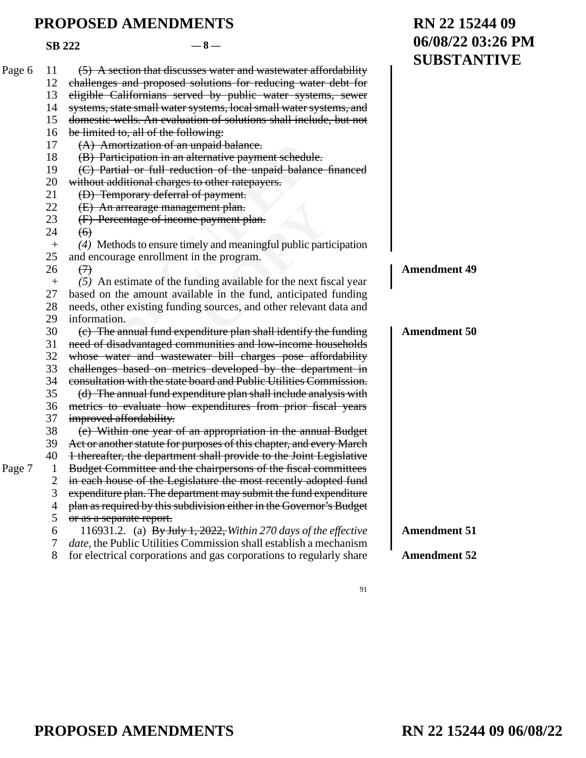~~(5) A section that discusses water and wastewater affordability challenges and proposed solutions for reducing water debt for eligible Californians served by public water systems, sewer systems, state small water systems, local small water systems, and domestic wells. An evaluation of solutions shall include, but not be limited to, all of the following:~~

~~(A) Amortization of an unpaid balance.~~

~~(B) Participation in an alternative payment schedule.~~

~~(C) Partial or full reduction of the unpaid balance financed without additional charges to other ratepayers.~~

~~(D) Temporary deferral of payment.~~

~~(E) An arrearage management plan.~~

~~(F) Percentage of income payment plan.~~

~~(6)~~

*(4)* Methods to ensure timely and meaningful public participation and encourage enrollment in the program.

~~(7)~~

*(5)* An estimate of the funding available for the next fiscal year based on the amount available in the fund, anticipated funding needs, other existing funding sources, and other relevant data and information.

**Amendment 49**

~~(c) The annual fund expenditure plan shall identify the funding need of disadvantaged communities and low-income households whose water and wastewater bill charges pose affordability challenges based on metrics developed by the department in consultation with the state board and Public Utilities Commission.~~

**Amendment 50**

~~(d) The annual fund expenditure plan shall include analysis with metrics to evaluate how expenditures from prior fiscal years improved affordability.~~

~~(e) Within one year of an appropriation in the annual Budget Act or another statute for purposes of this chapter, and every March 1 thereafter, the department shall provide to the Joint Legislative Budget Committee and the chairpersons of the fiscal committees in each house of the Legislature the most recently adopted fund expenditure plan. The department may submit the fund expenditure plan as required by this subdivision either in the Governor's Budget or as a separate report.~~

116931.2. (a) ~~By July 1, 2022,~~ *Within 270 days of the effective date,* the Public Utilities Commission shall establish a mechanism for electrical corporations and gas corporations to regularly share

**Amendment 51**

**Amendment 52**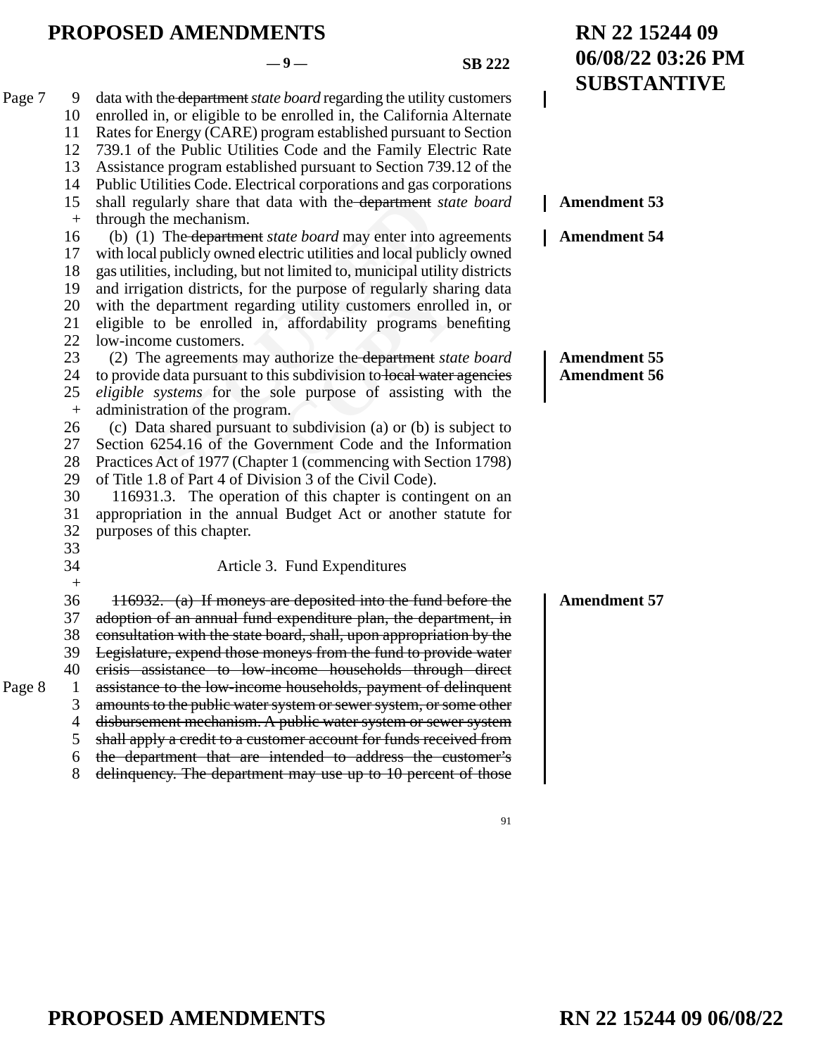data with the ~~department~~ *state board* regarding the utility customers enrolled in, or eligible to be enrolled in, the California Alternate Rates for Energy (CARE) program established pursuant to Section 739.1 of the Public Utilities Code and the Family Electric Rate Assistance program established pursuant to Section 739.12 of the Public Utilities Code. Electrical corporations and gas corporations shall regularly share that data with the ~~department~~ *state board* through the mechanism. **Amendment 53**

(b) (1) The ~~department~~ *state board* may enter into agreements with local publicly owned electric utilities and local publicly owned gas utilities, including, but not limited to, municipal utility districts and irrigation districts, for the purpose of regularly sharing data with the department regarding utility customers enrolled in, or eligible to be enrolled in, affordability programs benefiting low-income customers. **Amendment 54**

(2) The agreements may authorize the ~~department~~ *state board* to provide data pursuant to this subdivision to ~~local water agencies~~ *eligible systems* for the sole purpose of assisting with the administration of the program. **Amendment 55** **Amendment 56**

(c) Data shared pursuant to subdivision (a) or (b) is subject to Section 6254.16 of the Government Code and the Information Practices Act of 1977 (Chapter 1 (commencing with Section 1798) of Title 1.8 of Part 4 of Division 3 of the Civil Code).

116931.3. The operation of this chapter is contingent on an appropriation in the annual Budget Act or another statute for purposes of this chapter.

Article 3. Fund Expenditures

~~116932. (a) If moneys are deposited into the fund before the adoption of an annual fund expenditure plan, the department, in consultation with the state board, shall, upon appropriation by the Legislature, expend those moneys from the fund to provide water crisis assistance to low-income households through direct assistance to the low-income households, payment of delinquent amounts to the public water system or sewer system, or some other disbursement mechanism. A public water system or sewer system shall apply a credit to a customer account for funds received from the department that are intended to address the customer's delinquency. The department may use up to 10 percent of those~~ **Amendment 57**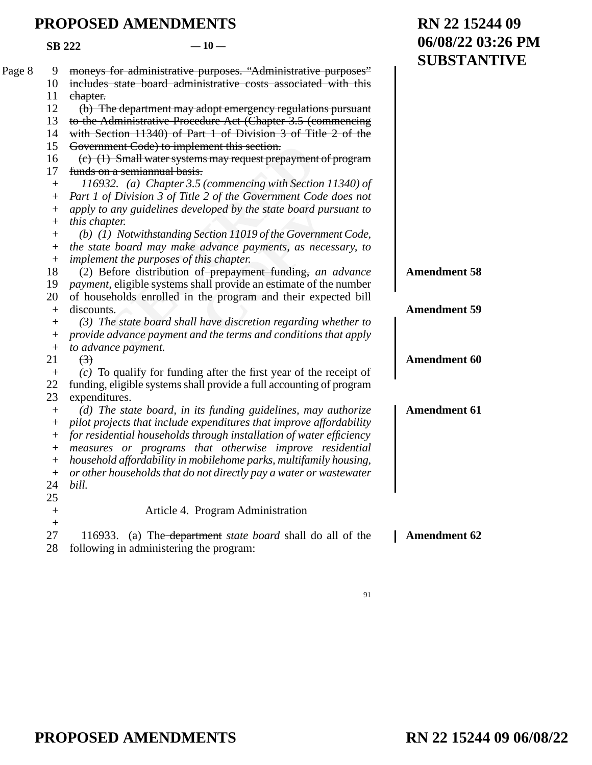~~moneys for administrative purposes. "Administrative purposes" includes state board administrative costs associated with this chapter.~~

~~(b) The department may adopt emergency regulations pursuant to the Administrative Procedure Act (Chapter 3.5 (commencing with Section 11340) of Part 1 of Division 3 of Title 2 of the Government Code) to implement this section.~~

~~(c) (1) Small water systems may request prepayment of program funds on a semiannual basis.~~

*116932. (a) Chapter 3.5 (commencing with Section 11340) of Part 1 of Division 3 of Title 2 of the Government Code does not apply to any guidelines developed by the state board pursuant to this chapter.*

*(b) (1) Notwithstanding Section 11019 of the Government Code, the state board may make advance payments, as necessary, to implement the purposes of this chapter.*

(2) Before distribution of ~~prepayment funding,~~ *an advance payment,* eligible systems shall provide an estimate of the number of households enrolled in the program and their expected bill discounts. **Amendment 58**

**Amendment 59**

*(3) The state board shall have discretion regarding whether to provide advance payment and the terms and conditions that apply to advance payment.*

~~(3)~~ **Amendment 60**

*(c)* To qualify for funding after the first year of the receipt of funding, eligible systems shall provide a full accounting of program expenditures.

*(d) The state board, in its funding guidelines, may authorize pilot projects that include expenditures that improve affordability for residential households through installation of water efficiency measures or programs that otherwise improve residential household affordability in mobilehome parks, multifamily housing, or other households that do not directly pay a water or wastewater bill.* **Amendment 61**

Article 4. Program Administration

116933. (a) The ~~department~~ *state board* shall do all of the following in administering the program: **Amendment 62**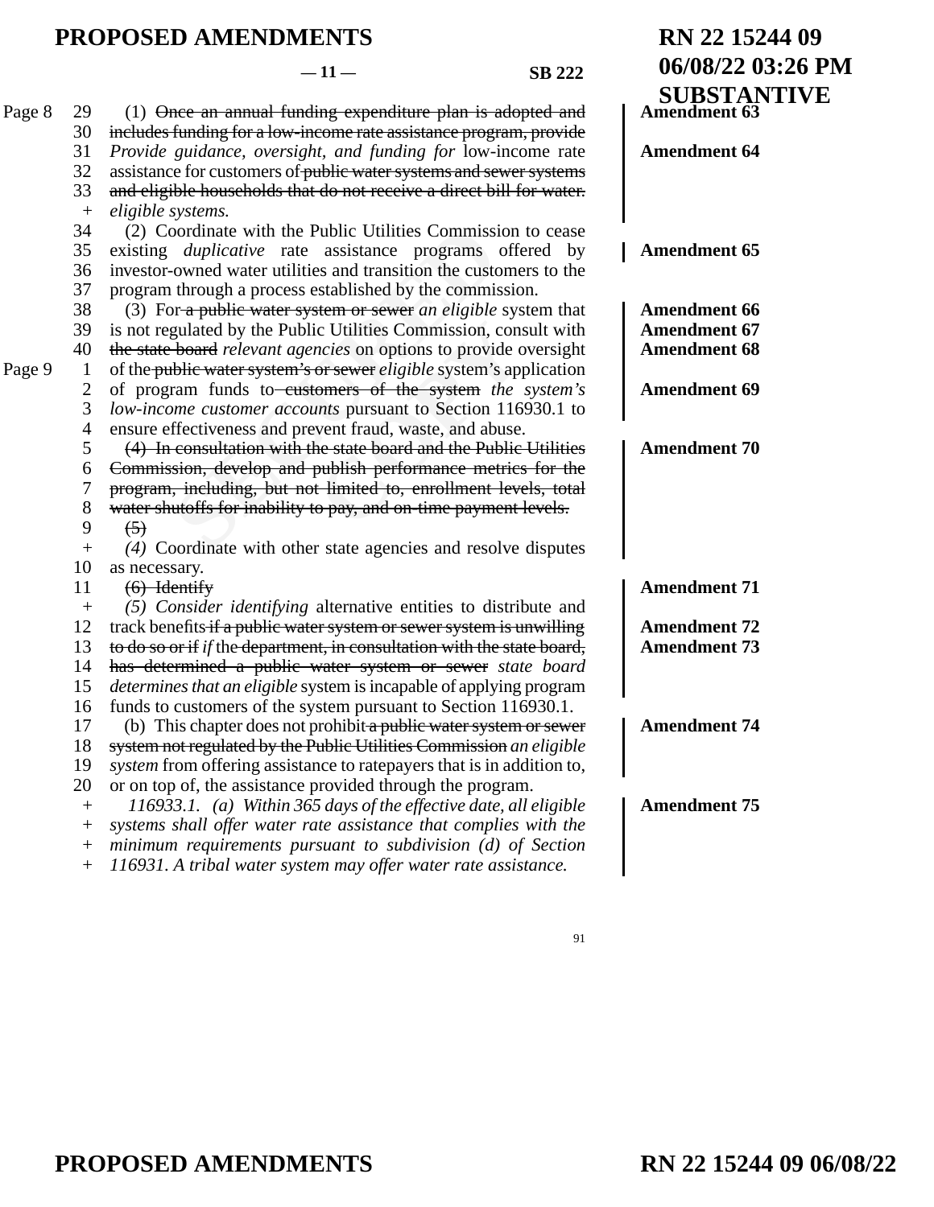(1) ~~Once an annual funding expenditure plan is adopted and includes funding for a low-income rate assistance program, provide~~ *Provide guidance, oversight, and funding for* low-income rate assistance for customers of ~~public water systems and sewer systems and eligible households that do not receive a direct bill for water.~~ *eligible systems.*

**Amendment 63**
**Amendment 64**

(2) Coordinate with the Public Utilities Commission to cease existing *duplicative* rate assistance programs offered by investor-owned water utilities and transition the customers to the program through a process established by the commission.

**Amendment 65**

(3) For ~~a public water system or sewer~~ *an eligible* system that is not regulated by the Public Utilities Commission, consult with ~~the state board~~ *relevant agencies* on options to provide oversight of the ~~public water system's or sewer~~ *eligible* system's application of program funds to ~~customers of the system~~ *the system's low-income customer accounts* pursuant to Section 116930.1 to ensure effectiveness and prevent fraud, waste, and abuse.

**Amendment 66**
**Amendment 67**
**Amendment 68**
**Amendment 69**

~~(4) In consultation with the state board and the Public Utilities Commission, develop and publish performance metrics for the program, including, but not limited to, enrollment levels, total water shutoffs for inability to pay, and on-time payment levels.~~

~~(5)~~

*(4)* Coordinate with other state agencies and resolve disputes as necessary.

**Amendment 70**

~~(6) Identify~~

*(5) Consider identifying* alternative entities to distribute and track benefits ~~if a public water system or sewer system is unwilling to do so or if~~ *if* the ~~department, in consultation with the state board, has determined a public water system or sewer~~ *state board determines that an eligible* system is incapable of applying program funds to customers of the system pursuant to Section 116930.1.

**Amendment 71**
**Amendment 72**
**Amendment 73**

(b) This chapter does not prohibit ~~a public water system or sewer system not regulated by the Public Utilities Commission~~ *an eligible system* from offering assistance to ratepayers that is in addition to, or on top of, the assistance provided through the program.

**Amendment 74**

*116933.1. (a) Within 365 days of the effective date, all eligible systems shall offer water rate assistance that complies with the minimum requirements pursuant to subdivision (d) of Section 116931. A tribal water system may offer water rate assistance.*

**Amendment 75**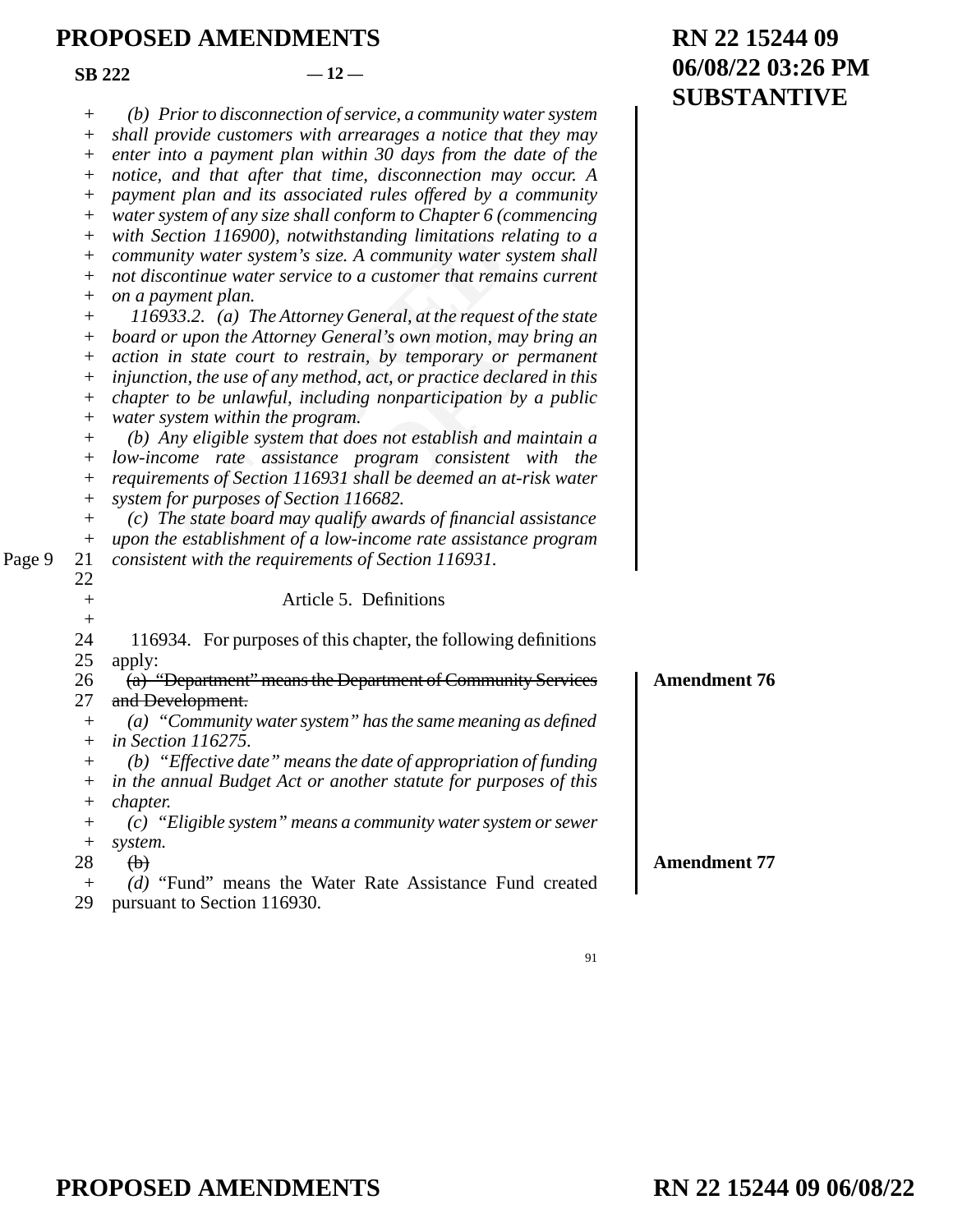*(b) Prior to disconnection of service, a community water system shall provide customers with arrearages a notice that they may enter into a payment plan within 30 days from the date of the notice, and that after that time, disconnection may occur. A payment plan and its associated rules offered by a community water system of any size shall conform to Chapter 6 (commencing with Section 116900), notwithstanding limitations relating to a community water system's size. A community water system shall not discontinue water service to a customer that remains current on a payment plan.*

*116933.2. (a) The Attorney General, at the request of the state board or upon the Attorney General's own motion, may bring an action in state court to restrain, by temporary or permanent injunction, the use of any method, act, or practice declared in this chapter to be unlawful, including nonparticipation by a public water system within the program.*

*(b) Any eligible system that does not establish and maintain a low-income rate assistance program consistent with the requirements of Section 116931 shall be deemed an at-risk water system for purposes of Section 116682.*

*(c) The state board may qualify awards of financial assistance upon the establishment of a low-income rate assistance program consistent with the requirements of Section 116931.*

Article 5. Definitions

116934. For purposes of this chapter, the following definitions apply:

**Amendment 76**

~~(a) "Department" means the Department of Community Services and Development.~~

*(a) "Community water system" has the same meaning as defined in Section 116275.*

*(b) "Effective date" means the date of appropriation of funding in the annual Budget Act or another statute for purposes of this chapter.*

*(c) "Eligible system" means a community water system or sewer system.*

**Amendment 77**

~~(b)~~

*(d)* "Fund" means the Water Rate Assistance Fund created pursuant to Section 116930.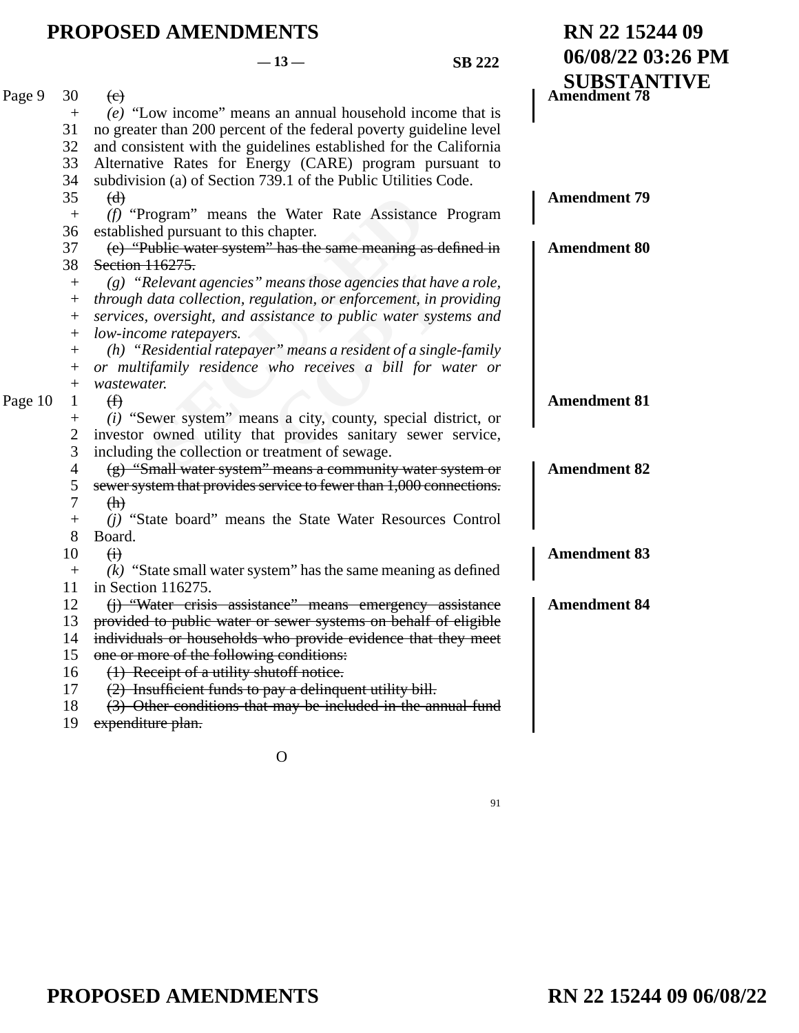Page 9 30 ~~(c)~~ **Amendment 78**

\+ *(e)* "Low income" means an annual household income that is
31 no greater than 200 percent of the federal poverty guideline level
32 and consistent with the guidelines established for the California
33 Alternative Rates for Energy (CARE) program pursuant to
34 subdivision (a) of Section 739.1 of the Public Utilities Code.

35 ~~(d)~~ **Amendment 79**

\+ *(f)* "Program" means the Water Rate Assistance Program
36 established pursuant to this chapter.

37 ~~(e) "Public water system" has the same meaning as defined in~~ **Amendment 80**
38 ~~Section 116275.~~

\+ *(g) "Relevant agencies" means those agencies that have a role,*
\+ *through data collection, regulation, or enforcement, in providing*
\+ *services, oversight, and assistance to public water systems and*
\+ *low-income ratepayers.*
\+ *(h) "Residential ratepayer" means a resident of a single-family*
\+ *or multifamily residence who receives a bill for water or*
\+ *wastewater.*

Page 10 1 ~~(f)~~ **Amendment 81**

\+ *(i)* "Sewer system" means a city, county, special district, or
2 investor owned utility that provides sanitary sewer service,
3 including the collection or treatment of sewage.

4 ~~(g) "Small water system" means a community water system or~~ **Amendment 82**
5 ~~sewer system that provides service to fewer than 1,000 connections.~~
7 ~~(h)~~
\+ *(j)* "State board" means the State Water Resources Control
8 Board.

10 ~~(i)~~ **Amendment 83**

\+ *(k)* "State small water system" has the same meaning as defined
11 in Section 116275.

12 ~~(j) "Water crisis assistance" means emergency assistance~~ **Amendment 84**
13 ~~provided to public water or sewer systems on behalf of eligible~~
14 ~~individuals or households who provide evidence that they meet~~
15 ~~one or more of the following conditions:~~
16 ~~(1) Receipt of a utility shutoff notice.~~
17 ~~(2) Insufficient funds to pay a delinquent utility bill.~~
18 ~~(3) Other conditions that may be included in the annual fund~~
19 ~~expenditure plan.~~

O